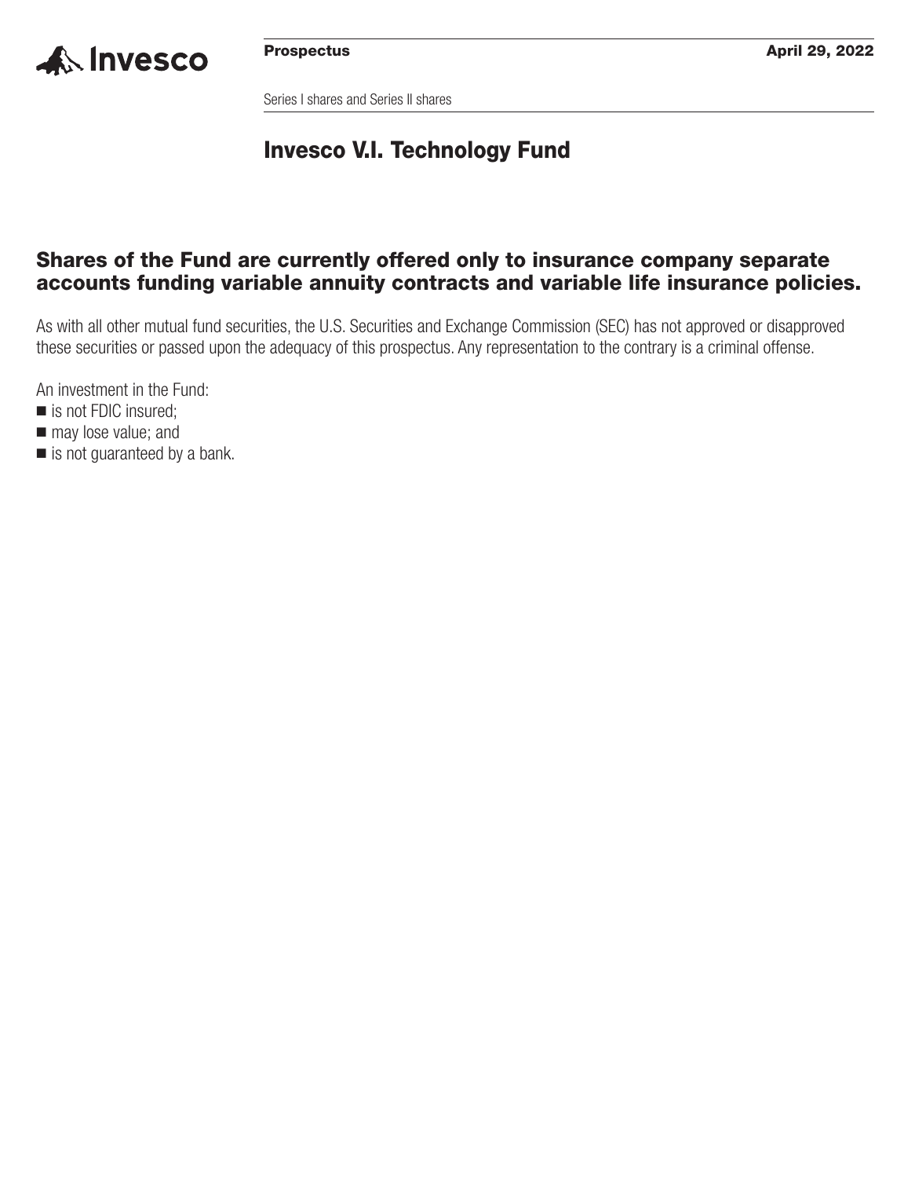**Prospectus** **April 29, 2022**

Series I shares and Series II shares

# Invesco V.I. Technology Fund

## Shares of the Fund are currently offered only to insurance company separate accounts funding variable annuity contracts and variable life insurance policies.

As with all other mutual fund securities, the U.S. Securities and Exchange Commission (SEC) has not approved or disapproved these securities or passed upon the adequacy of this prospectus. Any representation to the contrary is a criminal offense.

An investment in the Fund:

- is not FDIC insured;
- may lose value; and
- is not guaranteed by a bank.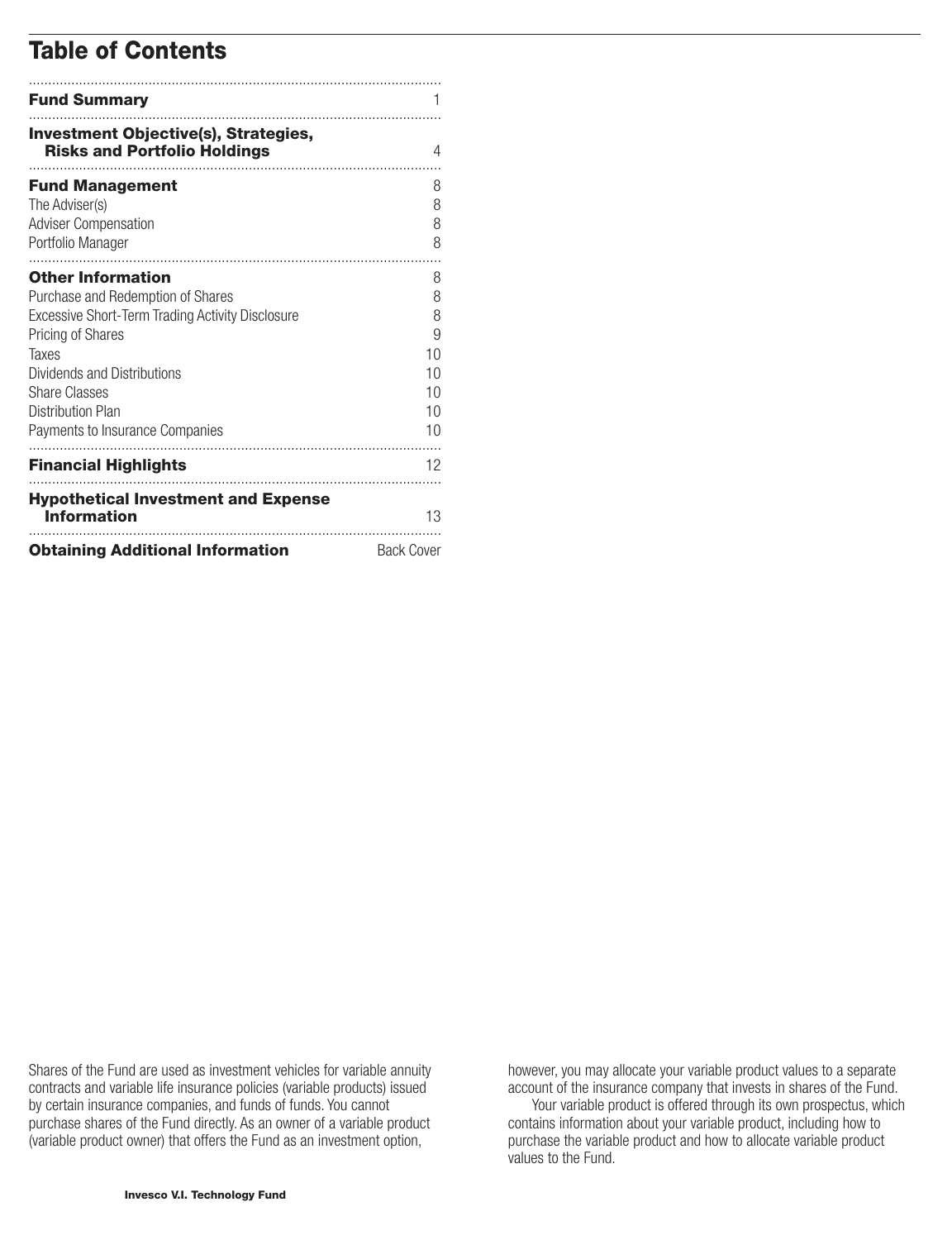# Table of Contents

| | |
|---|---|
| **Fund Summary** | 1 |
| **Investment Objective(s), Strategies, Risks and Portfolio Holdings** | 4 |
| **Fund Management** | 8 |
| The Adviser(s) | 8 |
| Adviser Compensation | 8 |
| Portfolio Manager | 8 |
| **Other Information** | 8 |
| Purchase and Redemption of Shares | 8 |
| Excessive Short-Term Trading Activity Disclosure | 8 |
| Pricing of Shares | 9 |
| Taxes | 10 |
| Dividends and Distributions | 10 |
| Share Classes | 10 |
| Distribution Plan | 10 |
| Payments to Insurance Companies | 10 |
| **Financial Highlights** | 12 |
| **Hypothetical Investment and Expense Information** | 13 |
| **Obtaining Additional Information** | Back Cover |

Shares of the Fund are used as investment vehicles for variable annuity contracts and variable life insurance policies (variable products) issued by certain insurance companies, and funds of funds. You cannot purchase shares of the Fund directly. As an owner of a variable product (variable product owner) that offers the Fund as an investment option, however, you may allocate your variable product values to a separate account of the insurance company that invests in shares of the Fund.

Your variable product is offered through its own prospectus, which contains information about your variable product, including how to purchase the variable product and how to allocate variable product values to the Fund.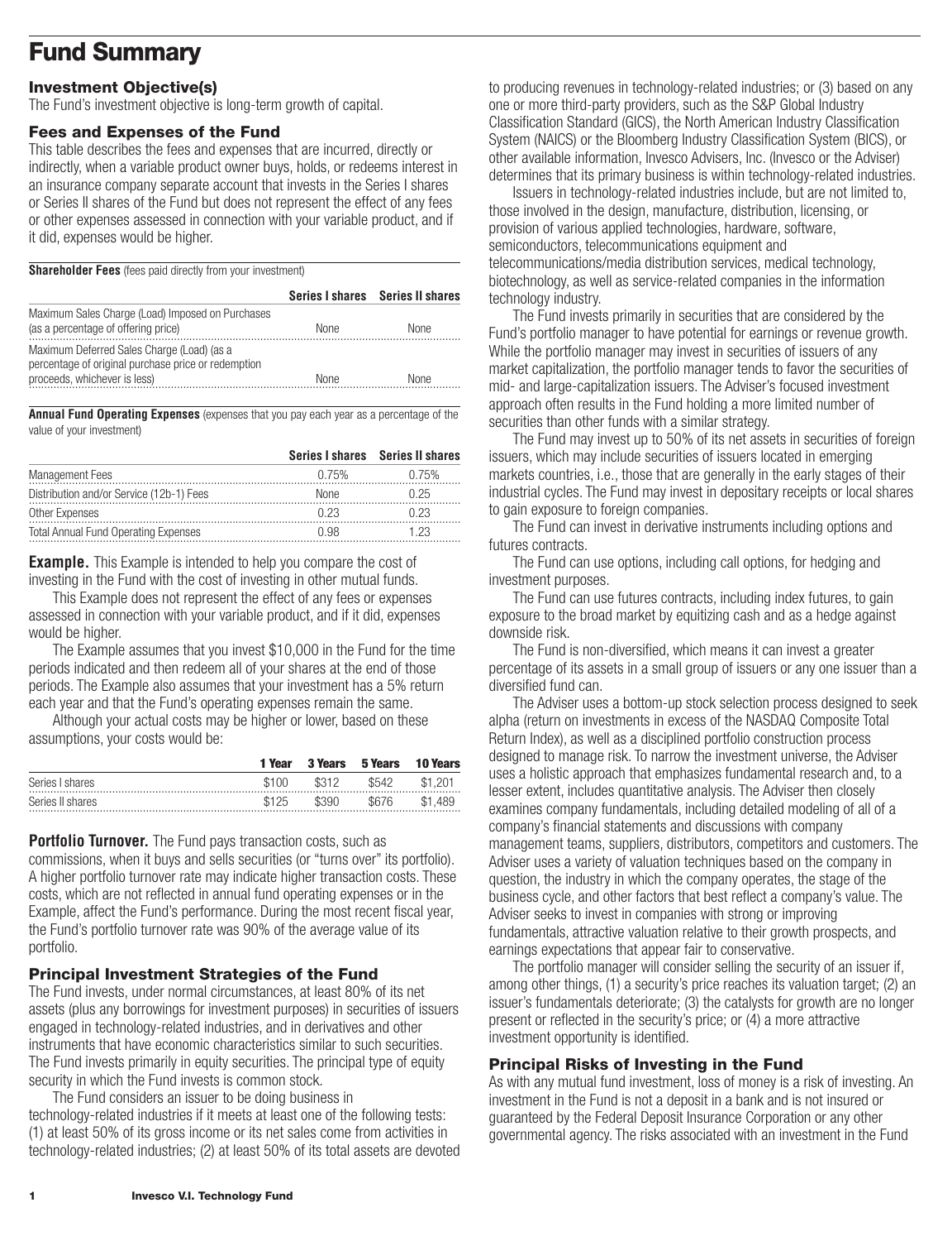# Fund Summary

## Investment Objective(s)

The Fund's investment objective is long-term growth of capital.

## Fees and Expenses of the Fund

This table describes the fees and expenses that are incurred, directly or indirectly, when a variable product owner buys, holds, or redeems interest in an insurance company separate account that invests in the Series I shares or Series II shares of the Fund but does not represent the effect of any fees or other expenses assessed in connection with your variable product, and if it did, expenses would be higher.

**Shareholder Fees** (fees paid directly from your investment)

| | Series I shares | Series II shares |
|---|---|---|
| Maximum Sales Charge (Load) Imposed on Purchases (as a percentage of offering price) | None | None |
| Maximum Deferred Sales Charge (Load) (as a percentage of original purchase price or redemption proceeds, whichever is less) | None | None |

**Annual Fund Operating Expenses** (expenses that you pay each year as a percentage of the value of your investment)

| | Series I shares | Series II shares |
|---|---|---|
| Management Fees | 0.75% | 0.75% |
| Distribution and/or Service (12b-1) Fees | None | 0.25 |
| Other Expenses | 0.23 | 0.23 |
| Total Annual Fund Operating Expenses | 0.98 | 1.23 |

**Example.** This Example is intended to help you compare the cost of investing in the Fund with the cost of investing in other mutual funds.

This Example does not represent the effect of any fees or expenses assessed in connection with your variable product, and if it did, expenses would be higher.

The Example assumes that you invest $10,000 in the Fund for the time periods indicated and then redeem all of your shares at the end of those periods. The Example also assumes that your investment has a 5% return each year and that the Fund's operating expenses remain the same.

Although your actual costs may be higher or lower, based on these assumptions, your costs would be:

| | 1 Year | 3 Years | 5 Years | 10 Years |
|---|---|---|---|---|
| Series I shares | $100 | $312 | $542 | $1,201 |
| Series II shares | $125 | $390 | $676 | $1,489 |

**Portfolio Turnover.** The Fund pays transaction costs, such as commissions, when it buys and sells securities (or "turns over" its portfolio). A higher portfolio turnover rate may indicate higher transaction costs. These costs, which are not reflected in annual fund operating expenses or in the Example, affect the Fund's performance. During the most recent fiscal year, the Fund's portfolio turnover rate was 90% of the average value of its portfolio.

## Principal Investment Strategies of the Fund

The Fund invests, under normal circumstances, at least 80% of its net assets (plus any borrowings for investment purposes) in securities of issuers engaged in technology-related industries, and in derivatives and other instruments that have economic characteristics similar to such securities. The Fund invests primarily in equity securities. The principal type of equity security in which the Fund invests is common stock.

The Fund considers an issuer to be doing business in technology-related industries if it meets at least one of the following tests: (1) at least 50% of its gross income or its net sales come from activities in technology-related industries; (2) at least 50% of its total assets are devoted to producing revenues in technology-related industries; or (3) based on any one or more third-party providers, such as the S&P Global Industry Classification Standard (GICS), the North American Industry Classification System (NAICS) or the Bloomberg Industry Classification System (BICS), or other available information, Invesco Advisers, Inc. (Invesco or the Adviser) determines that its primary business is within technology-related industries.

Issuers in technology-related industries include, but are not limited to, those involved in the design, manufacture, distribution, licensing, or provision of various applied technologies, hardware, software, semiconductors, telecommunications equipment and telecommunications/media distribution services, medical technology, biotechnology, as well as service-related companies in the information technology industry.

The Fund invests primarily in securities that are considered by the Fund's portfolio manager to have potential for earnings or revenue growth. While the portfolio manager may invest in securities of issuers of any market capitalization, the portfolio manager tends to favor the securities of mid- and large-capitalization issuers. The Adviser's focused investment approach often results in the Fund holding a more limited number of securities than other funds with a similar strategy.

The Fund may invest up to 50% of its net assets in securities of foreign issuers, which may include securities of issuers located in emerging markets countries, i.e., those that are generally in the early stages of their industrial cycles. The Fund may invest in depositary receipts or local shares to gain exposure to foreign companies.

The Fund can invest in derivative instruments including options and futures contracts.

The Fund can use options, including call options, for hedging and investment purposes.

The Fund can use futures contracts, including index futures, to gain exposure to the broad market by equitizing cash and as a hedge against downside risk.

The Fund is non-diversified, which means it can invest a greater percentage of its assets in a small group of issuers or any one issuer than a diversified fund can.

The Adviser uses a bottom-up stock selection process designed to seek alpha (return on investments in excess of the NASDAQ Composite Total Return Index), as well as a disciplined portfolio construction process designed to manage risk. To narrow the investment universe, the Adviser uses a holistic approach that emphasizes fundamental research and, to a lesser extent, includes quantitative analysis. The Adviser then closely examines company fundamentals, including detailed modeling of all of a company's financial statements and discussions with company management teams, suppliers, distributors, competitors and customers. The Adviser uses a variety of valuation techniques based on the company in question, the industry in which the company operates, the stage of the business cycle, and other factors that best reflect a company's value. The Adviser seeks to invest in companies with strong or improving fundamentals, attractive valuation relative to their growth prospects, and earnings expectations that appear fair to conservative.

The portfolio manager will consider selling the security of an issuer if, among other things, (1) a security's price reaches its valuation target; (2) an issuer's fundamentals deteriorate; (3) the catalysts for growth are no longer present or reflected in the security's price; or (4) a more attractive investment opportunity is identified.

## Principal Risks of Investing in the Fund

As with any mutual fund investment, loss of money is a risk of investing. An investment in the Fund is not a deposit in a bank and is not insured or guaranteed by the Federal Deposit Insurance Corporation or any other governmental agency. The risks associated with an investment in the Fund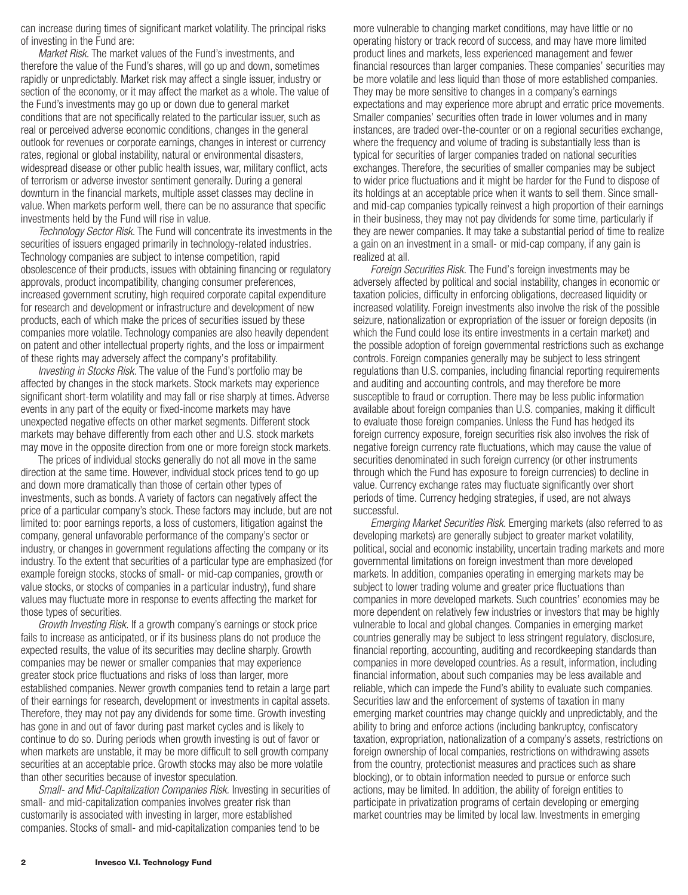can increase during times of significant market volatility. The principal risks of investing in the Fund are:

*Market Risk.* The market values of the Fund's investments, and therefore the value of the Fund's shares, will go up and down, sometimes rapidly or unpredictably. Market risk may affect a single issuer, industry or section of the economy, or it may affect the market as a whole. The value of the Fund's investments may go up or down due to general market conditions that are not specifically related to the particular issuer, such as real or perceived adverse economic conditions, changes in the general outlook for revenues or corporate earnings, changes in interest or currency rates, regional or global instability, natural or environmental disasters, widespread disease or other public health issues, war, military conflict, acts of terrorism or adverse investor sentiment generally. During a general downturn in the financial markets, multiple asset classes may decline in value. When markets perform well, there can be no assurance that specific investments held by the Fund will rise in value.

*Technology Sector Risk.* The Fund will concentrate its investments in the securities of issuers engaged primarily in technology-related industries. Technology companies are subject to intense competition, rapid obsolescence of their products, issues with obtaining financing or regulatory approvals, product incompatibility, changing consumer preferences, increased government scrutiny, high required corporate capital expenditure for research and development or infrastructure and development of new products, each of which make the prices of securities issued by these companies more volatile. Technology companies are also heavily dependent on patent and other intellectual property rights, and the loss or impairment of these rights may adversely affect the company's profitability.

*Investing in Stocks Risk.* The value of the Fund's portfolio may be affected by changes in the stock markets. Stock markets may experience significant short-term volatility and may fall or rise sharply at times. Adverse events in any part of the equity or fixed-income markets may have unexpected negative effects on other market segments. Different stock markets may behave differently from each other and U.S. stock markets may move in the opposite direction from one or more foreign stock markets.

The prices of individual stocks generally do not all move in the same direction at the same time. However, individual stock prices tend to go up and down more dramatically than those of certain other types of investments, such as bonds. A variety of factors can negatively affect the price of a particular company's stock. These factors may include, but are not limited to: poor earnings reports, a loss of customers, litigation against the company, general unfavorable performance of the company's sector or industry, or changes in government regulations affecting the company or its industry. To the extent that securities of a particular type are emphasized (for example foreign stocks, stocks of small- or mid-cap companies, growth or value stocks, or stocks of companies in a particular industry), fund share values may fluctuate more in response to events affecting the market for those types of securities.

*Growth Investing Risk.* If a growth company's earnings or stock price fails to increase as anticipated, or if its business plans do not produce the expected results, the value of its securities may decline sharply. Growth companies may be newer or smaller companies that may experience greater stock price fluctuations and risks of loss than larger, more established companies. Newer growth companies tend to retain a large part of their earnings for research, development or investments in capital assets. Therefore, they may not pay any dividends for some time. Growth investing has gone in and out of favor during past market cycles and is likely to continue to do so. During periods when growth investing is out of favor or when markets are unstable, it may be more difficult to sell growth company securities at an acceptable price. Growth stocks may also be more volatile than other securities because of investor speculation.

*Small- and Mid-Capitalization Companies Risk.* Investing in securities of small- and mid-capitalization companies involves greater risk than customarily is associated with investing in larger, more established companies. Stocks of small- and mid-capitalization companies tend to be more vulnerable to changing market conditions, may have little or no operating history or track record of success, and may have more limited product lines and markets, less experienced management and fewer financial resources than larger companies. These companies' securities may be more volatile and less liquid than those of more established companies. They may be more sensitive to changes in a company's earnings expectations and may experience more abrupt and erratic price movements. Smaller companies' securities often trade in lower volumes and in many instances, are traded over-the-counter or on a regional securities exchange, where the frequency and volume of trading is substantially less than is typical for securities of larger companies traded on national securities exchanges. Therefore, the securities of smaller companies may be subject to wider price fluctuations and it might be harder for the Fund to dispose of its holdings at an acceptable price when it wants to sell them. Since small- and mid-cap companies typically reinvest a high proportion of their earnings in their business, they may not pay dividends for some time, particularly if they are newer companies. It may take a substantial period of time to realize a gain on an investment in a small- or mid-cap company, if any gain is realized at all.

*Foreign Securities Risk.* The Fund's foreign investments may be adversely affected by political and social instability, changes in economic or taxation policies, difficulty in enforcing obligations, decreased liquidity or increased volatility. Foreign investments also involve the risk of the possible seizure, nationalization or expropriation of the issuer or foreign deposits (in which the Fund could lose its entire investments in a certain market) and the possible adoption of foreign governmental restrictions such as exchange controls. Foreign companies generally may be subject to less stringent regulations than U.S. companies, including financial reporting requirements and auditing and accounting controls, and may therefore be more susceptible to fraud or corruption. There may be less public information available about foreign companies than U.S. companies, making it difficult to evaluate those foreign companies. Unless the Fund has hedged its foreign currency exposure, foreign securities risk also involves the risk of negative foreign currency rate fluctuations, which may cause the value of securities denominated in such foreign currency (or other instruments through which the Fund has exposure to foreign currencies) to decline in value. Currency exchange rates may fluctuate significantly over short periods of time. Currency hedging strategies, if used, are not always successful.

*Emerging Market Securities Risk.* Emerging markets (also referred to as developing markets) are generally subject to greater market volatility, political, social and economic instability, uncertain trading markets and more governmental limitations on foreign investment than more developed markets. In addition, companies operating in emerging markets may be subject to lower trading volume and greater price fluctuations than companies in more developed markets. Such countries' economies may be more dependent on relatively few industries or investors that may be highly vulnerable to local and global changes. Companies in emerging market countries generally may be subject to less stringent regulatory, disclosure, financial reporting, accounting, auditing and recordkeeping standards than companies in more developed countries. As a result, information, including financial information, about such companies may be less available and reliable, which can impede the Fund's ability to evaluate such companies. Securities law and the enforcement of systems of taxation in many emerging market countries may change quickly and unpredictably, and the ability to bring and enforce actions (including bankruptcy, confiscatory taxation, expropriation, nationalization of a company's assets, restrictions on foreign ownership of local companies, restrictions on withdrawing assets from the country, protectionist measures and practices such as share blocking), or to obtain information needed to pursue or enforce such actions, may be limited. In addition, the ability of foreign entities to participate in privatization programs of certain developing or emerging market countries may be limited by local law. Investments in emerging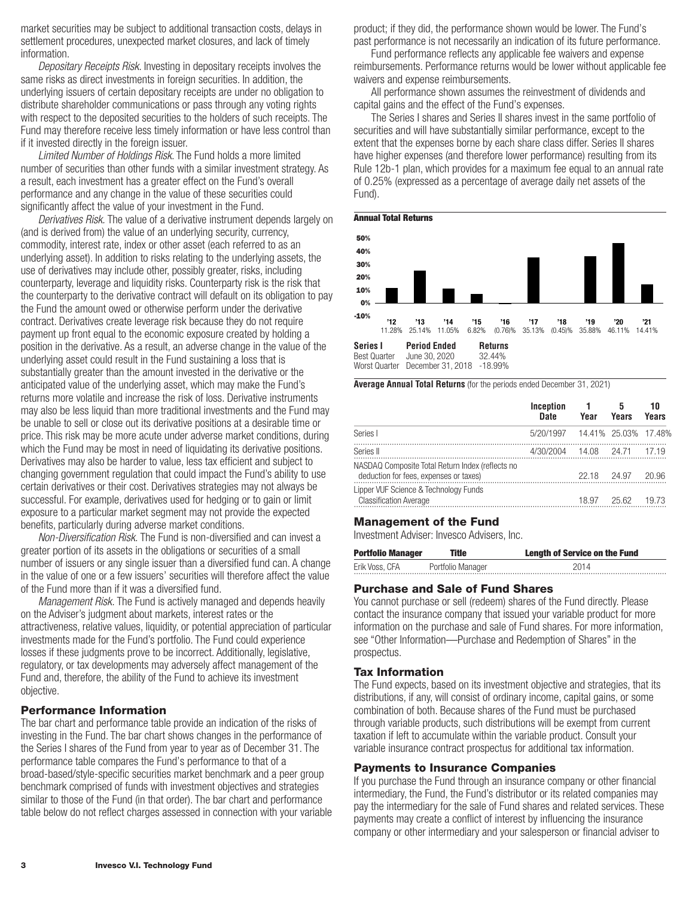market securities may be subject to additional transaction costs, delays in settlement procedures, unexpected market closures, and lack of timely information.

*Depositary Receipts Risk.* Investing in depositary receipts involves the same risks as direct investments in foreign securities. In addition, the underlying issuers of certain depositary receipts are under no obligation to distribute shareholder communications or pass through any voting rights with respect to the deposited securities to the holders of such receipts. The Fund may therefore receive less timely information or have less control than if it invested directly in the foreign issuer.

*Limited Number of Holdings Risk.* The Fund holds a more limited number of securities than other funds with a similar investment strategy. As a result, each investment has a greater effect on the Fund's overall performance and any change in the value of these securities could significantly affect the value of your investment in the Fund.

*Derivatives Risk.* The value of a derivative instrument depends largely on (and is derived from) the value of an underlying security, currency, commodity, interest rate, index or other asset (each referred to as an underlying asset). In addition to risks relating to the underlying assets, the use of derivatives may include other, possibly greater, risks, including counterparty, leverage and liquidity risks. Counterparty risk is the risk that the counterparty to the derivative contract will default on its obligation to pay the Fund the amount owed or otherwise perform under the derivative contract. Derivatives create leverage risk because they do not require payment up front equal to the economic exposure created by holding a position in the derivative. As a result, an adverse change in the value of the underlying asset could result in the Fund sustaining a loss that is substantially greater than the amount invested in the derivative or the anticipated value of the underlying asset, which may make the Fund's returns more volatile and increase the risk of loss. Derivative instruments may also be less liquid than more traditional investments and the Fund may be unable to sell or close out its derivative positions at a desirable time or price. This risk may be more acute under adverse market conditions, during which the Fund may be most in need of liquidating its derivative positions. Derivatives may also be harder to value, less tax efficient and subject to changing government regulation that could impact the Fund's ability to use certain derivatives or their cost. Derivatives strategies may not always be successful. For example, derivatives used for hedging or to gain or limit exposure to a particular market segment may not provide the expected benefits, particularly during adverse market conditions.

*Non-Diversification Risk.* The Fund is non-diversified and can invest a greater portion of its assets in the obligations or securities of a small number of issuers or any single issuer than a diversified fund can. A change in the value of one or a few issuers' securities will therefore affect the value of the Fund more than if it was a diversified fund.

*Management Risk.* The Fund is actively managed and depends heavily on the Adviser's judgment about markets, interest rates or the attractiveness, relative values, liquidity, or potential appreciation of particular investments made for the Fund's portfolio. The Fund could experience losses if these judgments prove to be incorrect. Additionally, legislative, regulatory, or tax developments may adversely affect management of the Fund and, therefore, the ability of the Fund to achieve its investment objective.

## Performance Information

The bar chart and performance table provide an indication of the risks of investing in the Fund. The bar chart shows changes in the performance of the Series I shares of the Fund from year to year as of December 31. The performance table compares the Fund's performance to that of a broad-based/style-specific securities market benchmark and a peer group benchmark comprised of funds with investment objectives and strategies similar to those of the Fund (in that order). The bar chart and performance table below do not reflect charges assessed in connection with your variable product; if they did, the performance shown would be lower. The Fund's past performance is not necessarily an indication of its future performance.

Fund performance reflects any applicable fee waivers and expense reimbursements. Performance returns would be lower without applicable fee waivers and expense reimbursements.

All performance shown assumes the reinvestment of dividends and capital gains and the effect of the Fund's expenses.

The Series I shares and Series II shares invest in the same portfolio of securities and will have substantially similar performance, except to the extent that the expenses borne by each share class differ. Series II shares have higher expenses (and therefore lower performance) resulting from its Rule 12b-1 plan, which provides for a maximum fee equal to an annual rate of 0.25% (expressed as a percentage of average daily net assets of the Fund).

**Annual Total Returns**

| '12 | '13 | '14 | '15 | '16 | '17 | '18 | '19 | '20 | '21 |
|---|---|---|---|---|---|---|---|---|---|
| 11.28% | 25.14% | 11.05% | 6.82% | (0.76)% | 35.13% | (0.45)% | 35.88% | 46.11% | 14.41% |

| Series I | Period Ended | Returns |
|---|---|---|
| Best Quarter | June 30, 2020 | 32.44% |
| Worst Quarter | December 31, 2018 | -18.99% |

**Average Annual Total Returns** (for the periods ended December 31, 2021)

| | Inception Date | 1 Year | 5 Years | 10 Years |
|---|---|---|---|---|
| Series I | 5/20/1997 | 14.41% | 25.03% | 17.48% |
| Series II | 4/30/2004 | 14.08 | 24.71 | 17.19 |
| NASDAQ Composite Total Return Index (reflects no deduction for fees, expenses or taxes) | | 22.18 | 24.97 | 20.96 |
| Lipper VUF Science & Technology Funds Classification Average | | 18.97 | 25.62 | 19.73 |

## Management of the Fund

Investment Adviser: Invesco Advisers, Inc.

| Portfolio Manager | Title | Length of Service on the Fund |
|---|---|---|
| Erik Voss, CFA | Portfolio Manager | 2014 |

## Purchase and Sale of Fund Shares

You cannot purchase or sell (redeem) shares of the Fund directly. Please contact the insurance company that issued your variable product for more information on the purchase and sale of Fund shares. For more information, see "Other Information—Purchase and Redemption of Shares" in the prospectus.

## Tax Information

The Fund expects, based on its investment objective and strategies, that its distributions, if any, will consist of ordinary income, capital gains, or some combination of both. Because shares of the Fund must be purchased through variable products, such distributions will be exempt from current taxation if left to accumulate within the variable product. Consult your variable insurance contract prospectus for additional tax information.

## Payments to Insurance Companies

If you purchase the Fund through an insurance company or other financial intermediary, the Fund, the Fund's distributor or its related companies may pay the intermediary for the sale of Fund shares and related services. These payments may create a conflict of interest by influencing the insurance company or other intermediary and your salesperson or financial adviser to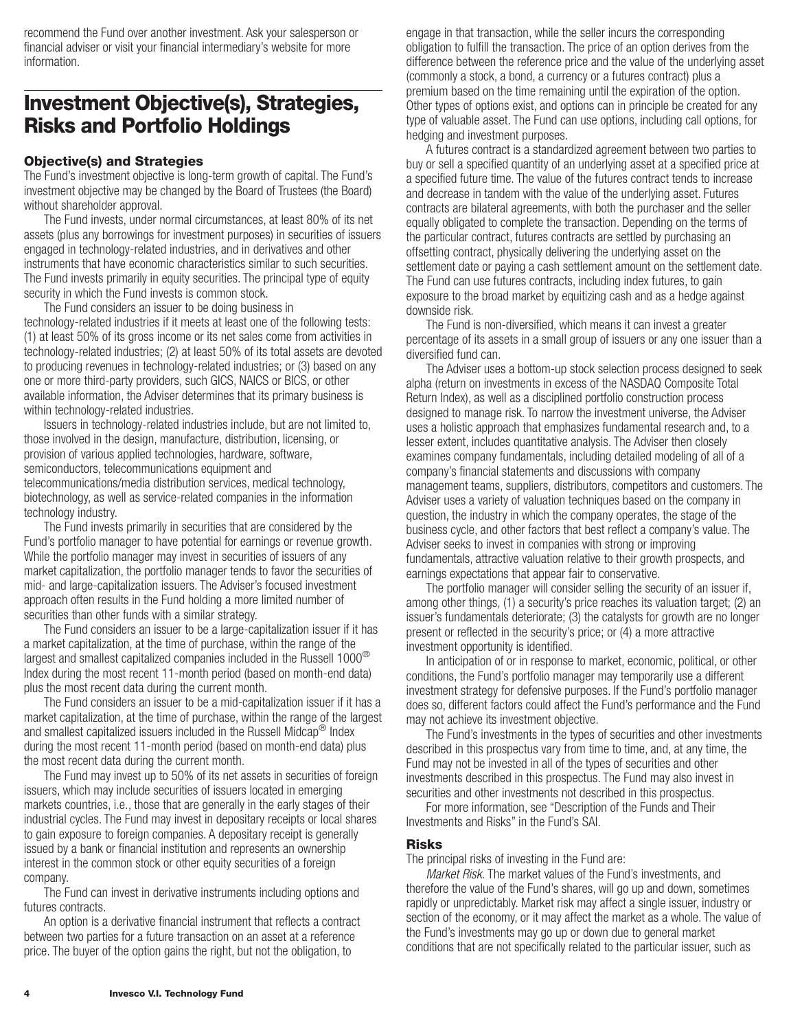recommend the Fund over another investment. Ask your salesperson or financial adviser or visit your financial intermediary's website for more information.

# Investment Objective(s), Strategies, Risks and Portfolio Holdings

### Objective(s) and Strategies

The Fund's investment objective is long-term growth of capital. The Fund's investment objective may be changed by the Board of Trustees (the Board) without shareholder approval.

The Fund invests, under normal circumstances, at least 80% of its net assets (plus any borrowings for investment purposes) in securities of issuers engaged in technology-related industries, and in derivatives and other instruments that have economic characteristics similar to such securities. The Fund invests primarily in equity securities. The principal type of equity security in which the Fund invests is common stock.

The Fund considers an issuer to be doing business in technology-related industries if it meets at least one of the following tests: (1) at least 50% of its gross income or its net sales come from activities in technology-related industries; (2) at least 50% of its total assets are devoted to producing revenues in technology-related industries; or (3) based on any one or more third-party providers, such GICS, NAICS or BICS, or other available information, the Adviser determines that its primary business is within technology-related industries.

Issuers in technology-related industries include, but are not limited to, those involved in the design, manufacture, distribution, licensing, or provision of various applied technologies, hardware, software, semiconductors, telecommunications equipment and telecommunications/media distribution services, medical technology, biotechnology, as well as service-related companies in the information technology industry.

The Fund invests primarily in securities that are considered by the Fund's portfolio manager to have potential for earnings or revenue growth. While the portfolio manager may invest in securities of issuers of any market capitalization, the portfolio manager tends to favor the securities of mid- and large-capitalization issuers. The Adviser's focused investment approach often results in the Fund holding a more limited number of securities than other funds with a similar strategy.

The Fund considers an issuer to be a large-capitalization issuer if it has a market capitalization, at the time of purchase, within the range of the largest and smallest capitalized companies included in the Russell 1000® Index during the most recent 11-month period (based on month-end data) plus the most recent data during the current month.

The Fund considers an issuer to be a mid-capitalization issuer if it has a market capitalization, at the time of purchase, within the range of the largest and smallest capitalized issuers included in the Russell Midcap® Index during the most recent 11-month period (based on month-end data) plus the most recent data during the current month.

The Fund may invest up to 50% of its net assets in securities of foreign issuers, which may include securities of issuers located in emerging markets countries, i.e., those that are generally in the early stages of their industrial cycles. The Fund may invest in depositary receipts or local shares to gain exposure to foreign companies. A depositary receipt is generally issued by a bank or financial institution and represents an ownership interest in the common stock or other equity securities of a foreign company.

The Fund can invest in derivative instruments including options and futures contracts.

An option is a derivative financial instrument that reflects a contract between two parties for a future transaction on an asset at a reference price. The buyer of the option gains the right, but not the obligation, to engage in that transaction, while the seller incurs the corresponding obligation to fulfill the transaction. The price of an option derives from the difference between the reference price and the value of the underlying asset (commonly a stock, a bond, a currency or a futures contract) plus a premium based on the time remaining until the expiration of the option. Other types of options exist, and options can in principle be created for any type of valuable asset. The Fund can use options, including call options, for hedging and investment purposes.

A futures contract is a standardized agreement between two parties to buy or sell a specified quantity of an underlying asset at a specified price at a specified future time. The value of the futures contract tends to increase and decrease in tandem with the value of the underlying asset. Futures contracts are bilateral agreements, with both the purchaser and the seller equally obligated to complete the transaction. Depending on the terms of the particular contract, futures contracts are settled by purchasing an offsetting contract, physically delivering the underlying asset on the settlement date or paying a cash settlement amount on the settlement date. The Fund can use futures contracts, including index futures, to gain exposure to the broad market by equitizing cash and as a hedge against downside risk.

The Fund is non-diversified, which means it can invest a greater percentage of its assets in a small group of issuers or any one issuer than a diversified fund can.

The Adviser uses a bottom-up stock selection process designed to seek alpha (return on investments in excess of the NASDAQ Composite Total Return Index), as well as a disciplined portfolio construction process designed to manage risk. To narrow the investment universe, the Adviser uses a holistic approach that emphasizes fundamental research and, to a lesser extent, includes quantitative analysis. The Adviser then closely examines company fundamentals, including detailed modeling of all of a company's financial statements and discussions with company management teams, suppliers, distributors, competitors and customers. The Adviser uses a variety of valuation techniques based on the company in question, the industry in which the company operates, the stage of the business cycle, and other factors that best reflect a company's value. The Adviser seeks to invest in companies with strong or improving fundamentals, attractive valuation relative to their growth prospects, and earnings expectations that appear fair to conservative.

The portfolio manager will consider selling the security of an issuer if, among other things, (1) a security's price reaches its valuation target; (2) an issuer's fundamentals deteriorate; (3) the catalysts for growth are no longer present or reflected in the security's price; or (4) a more attractive investment opportunity is identified.

In anticipation of or in response to market, economic, political, or other conditions, the Fund's portfolio manager may temporarily use a different investment strategy for defensive purposes. If the Fund's portfolio manager does so, different factors could affect the Fund's performance and the Fund may not achieve its investment objective.

The Fund's investments in the types of securities and other investments described in this prospectus vary from time to time, and, at any time, the Fund may not be invested in all of the types of securities and other investments described in this prospectus. The Fund may also invest in securities and other investments not described in this prospectus.

For more information, see "Description of the Funds and Their Investments and Risks" in the Fund's SAI.

### Risks

The principal risks of investing in the Fund are:

*Market Risk.* The market values of the Fund's investments, and therefore the value of the Fund's shares, will go up and down, sometimes rapidly or unpredictably. Market risk may affect a single issuer, industry or section of the economy, or it may affect the market as a whole. The value of the Fund's investments may go up or down due to general market conditions that are not specifically related to the particular issuer, such as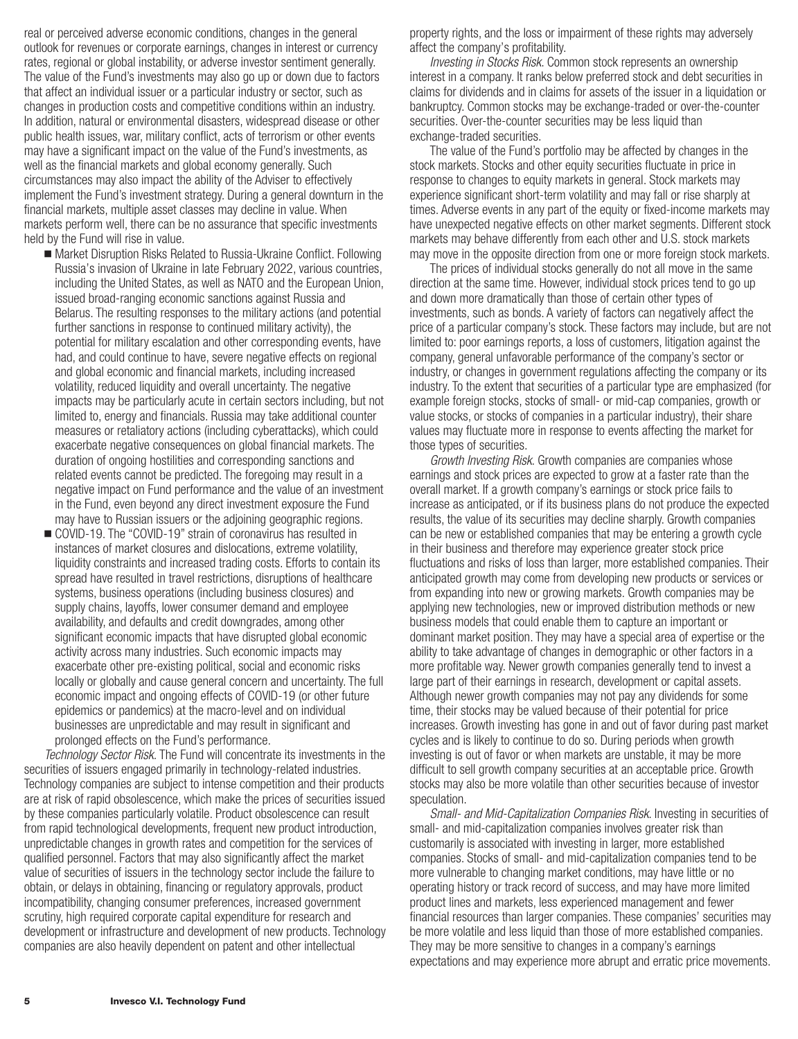real or perceived adverse economic conditions, changes in the general outlook for revenues or corporate earnings, changes in interest or currency rates, regional or global instability, or adverse investor sentiment generally. The value of the Fund's investments may also go up or down due to factors that affect an individual issuer or a particular industry or sector, such as changes in production costs and competitive conditions within an industry. In addition, natural or environmental disasters, widespread disease or other public health issues, war, military conflict, acts of terrorism or other events may have a significant impact on the value of the Fund's investments, as well as the financial markets and global economy generally. Such circumstances may also impact the ability of the Adviser to effectively implement the Fund's investment strategy. During a general downturn in the financial markets, multiple asset classes may decline in value. When markets perform well, there can be no assurance that specific investments held by the Fund will rise in value.

- Market Disruption Risks Related to Russia-Ukraine Conflict. Following Russia's invasion of Ukraine in late February 2022, various countries, including the United States, as well as NATO and the European Union, issued broad-ranging economic sanctions against Russia and Belarus. The resulting responses to the military actions (and potential further sanctions in response to continued military activity), the potential for military escalation and other corresponding events, have had, and could continue to have, severe negative effects on regional and global economic and financial markets, including increased volatility, reduced liquidity and overall uncertainty. The negative impacts may be particularly acute in certain sectors including, but not limited to, energy and financials. Russia may take additional counter measures or retaliatory actions (including cyberattacks), which could exacerbate negative consequences on global financial markets. The duration of ongoing hostilities and corresponding sanctions and related events cannot be predicted. The foregoing may result in a negative impact on Fund performance and the value of an investment in the Fund, even beyond any direct investment exposure the Fund may have to Russian issuers or the adjoining geographic regions.
- COVID-19. The "COVID-19" strain of coronavirus has resulted in instances of market closures and dislocations, extreme volatility, liquidity constraints and increased trading costs. Efforts to contain its spread have resulted in travel restrictions, disruptions of healthcare systems, business operations (including business closures) and supply chains, layoffs, lower consumer demand and employee availability, and defaults and credit downgrades, among other significant economic impacts that have disrupted global economic activity across many industries. Such economic impacts may exacerbate other pre-existing political, social and economic risks locally or globally and cause general concern and uncertainty. The full economic impact and ongoing effects of COVID-19 (or other future epidemics or pandemics) at the macro-level and on individual businesses are unpredictable and may result in significant and prolonged effects on the Fund's performance.

*Technology Sector Risk.* The Fund will concentrate its investments in the securities of issuers engaged primarily in technology-related industries. Technology companies are subject to intense competition and their products are at risk of rapid obsolescence, which make the prices of securities issued by these companies particularly volatile. Product obsolescence can result from rapid technological developments, frequent new product introduction, unpredictable changes in growth rates and competition for the services of qualified personnel. Factors that may also significantly affect the market value of securities of issuers in the technology sector include the failure to obtain, or delays in obtaining, financing or regulatory approvals, product incompatibility, changing consumer preferences, increased government scrutiny, high required corporate capital expenditure for research and development or infrastructure and development of new products. Technology companies are also heavily dependent on patent and other intellectual property rights, and the loss or impairment of these rights may adversely affect the company's profitability.

*Investing in Stocks Risk.* Common stock represents an ownership interest in a company. It ranks below preferred stock and debt securities in claims for dividends and in claims for assets of the issuer in a liquidation or bankruptcy. Common stocks may be exchange-traded or over-the-counter securities. Over-the-counter securities may be less liquid than exchange-traded securities.

The value of the Fund's portfolio may be affected by changes in the stock markets. Stocks and other equity securities fluctuate in price in response to changes to equity markets in general. Stock markets may experience significant short-term volatility and may fall or rise sharply at times. Adverse events in any part of the equity or fixed-income markets may have unexpected negative effects on other market segments. Different stock markets may behave differently from each other and U.S. stock markets may move in the opposite direction from one or more foreign stock markets.

The prices of individual stocks generally do not all move in the same direction at the same time. However, individual stock prices tend to go up and down more dramatically than those of certain other types of investments, such as bonds. A variety of factors can negatively affect the price of a particular company's stock. These factors may include, but are not limited to: poor earnings reports, a loss of customers, litigation against the company, general unfavorable performance of the company's sector or industry, or changes in government regulations affecting the company or its industry. To the extent that securities of a particular type are emphasized (for example foreign stocks, stocks of small- or mid-cap companies, growth or value stocks, or stocks of companies in a particular industry), their share values may fluctuate more in response to events affecting the market for those types of securities.

*Growth Investing Risk.* Growth companies are companies whose earnings and stock prices are expected to grow at a faster rate than the overall market. If a growth company's earnings or stock price fails to increase as anticipated, or if its business plans do not produce the expected results, the value of its securities may decline sharply. Growth companies can be new or established companies that may be entering a growth cycle in their business and therefore may experience greater stock price fluctuations and risks of loss than larger, more established companies. Their anticipated growth may come from developing new products or services or from expanding into new or growing markets. Growth companies may be applying new technologies, new or improved distribution methods or new business models that could enable them to capture an important or dominant market position. They may have a special area of expertise or the ability to take advantage of changes in demographic or other factors in a more profitable way. Newer growth companies generally tend to invest a large part of their earnings in research, development or capital assets. Although newer growth companies may not pay any dividends for some time, their stocks may be valued because of their potential for price increases. Growth investing has gone in and out of favor during past market cycles and is likely to continue to do so. During periods when growth investing is out of favor or when markets are unstable, it may be more difficult to sell growth company securities at an acceptable price. Growth stocks may also be more volatile than other securities because of investor speculation.

*Small- and Mid-Capitalization Companies Risk.* Investing in securities of small- and mid-capitalization companies involves greater risk than customarily is associated with investing in larger, more established companies. Stocks of small- and mid-capitalization companies tend to be more vulnerable to changing market conditions, may have little or no operating history or track record of success, and may have more limited product lines and markets, less experienced management and fewer financial resources than larger companies. These companies' securities may be more volatile and less liquid than those of more established companies. They may be more sensitive to changes in a company's earnings expectations and may experience more abrupt and erratic price movements.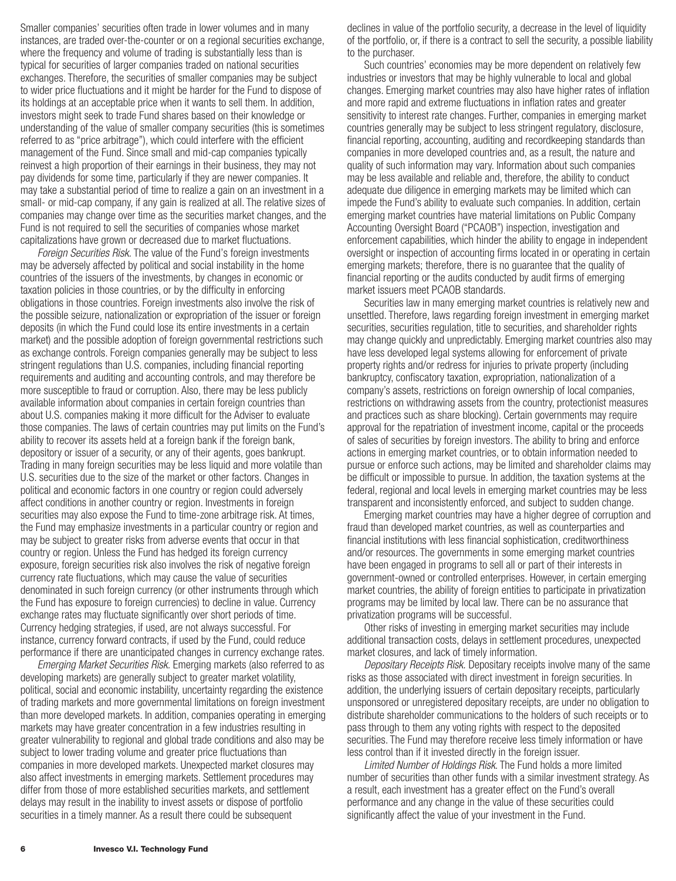Smaller companies' securities often trade in lower volumes and in many instances, are traded over-the-counter or on a regional securities exchange, where the frequency and volume of trading is substantially less than is typical for securities of larger companies traded on national securities exchanges. Therefore, the securities of smaller companies may be subject to wider price fluctuations and it might be harder for the Fund to dispose of its holdings at an acceptable price when it wants to sell them. In addition, investors might seek to trade Fund shares based on their knowledge or understanding of the value of smaller company securities (this is sometimes referred to as "price arbitrage"), which could interfere with the efficient management of the Fund. Since small and mid-cap companies typically reinvest a high proportion of their earnings in their business, they may not pay dividends for some time, particularly if they are newer companies. It may take a substantial period of time to realize a gain on an investment in a small- or mid-cap company, if any gain is realized at all. The relative sizes of companies may change over time as the securities market changes, and the Fund is not required to sell the securities of companies whose market capitalizations have grown or decreased due to market fluctuations.

*Foreign Securities Risk.* The value of the Fund's foreign investments may be adversely affected by political and social instability in the home countries of the issuers of the investments, by changes in economic or taxation policies in those countries, or by the difficulty in enforcing obligations in those countries. Foreign investments also involve the risk of the possible seizure, nationalization or expropriation of the issuer or foreign deposits (in which the Fund could lose its entire investments in a certain market) and the possible adoption of foreign governmental restrictions such as exchange controls. Foreign companies generally may be subject to less stringent regulations than U.S. companies, including financial reporting requirements and auditing and accounting controls, and may therefore be more susceptible to fraud or corruption. Also, there may be less publicly available information about companies in certain foreign countries than about U.S. companies making it more difficult for the Adviser to evaluate those companies. The laws of certain countries may put limits on the Fund's ability to recover its assets held at a foreign bank if the foreign bank, depository or issuer of a security, or any of their agents, goes bankrupt. Trading in many foreign securities may be less liquid and more volatile than U.S. securities due to the size of the market or other factors. Changes in political and economic factors in one country or region could adversely affect conditions in another country or region. Investments in foreign securities may also expose the Fund to time-zone arbitrage risk. At times, the Fund may emphasize investments in a particular country or region and may be subject to greater risks from adverse events that occur in that country or region. Unless the Fund has hedged its foreign currency exposure, foreign securities risk also involves the risk of negative foreign currency rate fluctuations, which may cause the value of securities denominated in such foreign currency (or other instruments through which the Fund has exposure to foreign currencies) to decline in value. Currency exchange rates may fluctuate significantly over short periods of time. Currency hedging strategies, if used, are not always successful. For instance, currency forward contracts, if used by the Fund, could reduce performance if there are unanticipated changes in currency exchange rates.

*Emerging Market Securities Risk.* Emerging markets (also referred to as developing markets) are generally subject to greater market volatility, political, social and economic instability, uncertainty regarding the existence of trading markets and more governmental limitations on foreign investment than more developed markets. In addition, companies operating in emerging markets may have greater concentration in a few industries resulting in greater vulnerability to regional and global trade conditions and also may be subject to lower trading volume and greater price fluctuations than companies in more developed markets. Unexpected market closures may also affect investments in emerging markets. Settlement procedures may differ from those of more established securities markets, and settlement delays may result in the inability to invest assets or dispose of portfolio securities in a timely manner. As a result there could be subsequent declines in value of the portfolio security, a decrease in the level of liquidity of the portfolio, or, if there is a contract to sell the security, a possible liability to the purchaser.

Such countries' economies may be more dependent on relatively few industries or investors that may be highly vulnerable to local and global changes. Emerging market countries may also have higher rates of inflation and more rapid and extreme fluctuations in inflation rates and greater sensitivity to interest rate changes. Further, companies in emerging market countries generally may be subject to less stringent regulatory, disclosure, financial reporting, accounting, auditing and recordkeeping standards than companies in more developed countries and, as a result, the nature and quality of such information may vary. Information about such companies may be less available and reliable and, therefore, the ability to conduct adequate due diligence in emerging markets may be limited which can impede the Fund's ability to evaluate such companies. In addition, certain emerging market countries have material limitations on Public Company Accounting Oversight Board ("PCAOB") inspection, investigation and enforcement capabilities, which hinder the ability to engage in independent oversight or inspection of accounting firms located in or operating in certain emerging markets; therefore, there is no guarantee that the quality of financial reporting or the audits conducted by audit firms of emerging market issuers meet PCAOB standards.

Securities law in many emerging market countries is relatively new and unsettled. Therefore, laws regarding foreign investment in emerging market securities, securities regulation, title to securities, and shareholder rights may change quickly and unpredictably. Emerging market countries also may have less developed legal systems allowing for enforcement of private property rights and/or redress for injuries to private property (including bankruptcy, confiscatory taxation, expropriation, nationalization of a company's assets, restrictions on foreign ownership of local companies, restrictions on withdrawing assets from the country, protectionist measures and practices such as share blocking). Certain governments may require approval for the repatriation of investment income, capital or the proceeds of sales of securities by foreign investors. The ability to bring and enforce actions in emerging market countries, or to obtain information needed to pursue or enforce such actions, may be limited and shareholder claims may be difficult or impossible to pursue. In addition, the taxation systems at the federal, regional and local levels in emerging market countries may be less transparent and inconsistently enforced, and subject to sudden change.

Emerging market countries may have a higher degree of corruption and fraud than developed market countries, as well as counterparties and financial institutions with less financial sophistication, creditworthiness and/or resources. The governments in some emerging market countries have been engaged in programs to sell all or part of their interests in government-owned or controlled enterprises. However, in certain emerging market countries, the ability of foreign entities to participate in privatization programs may be limited by local law. There can be no assurance that privatization programs will be successful.

Other risks of investing in emerging market securities may include additional transaction costs, delays in settlement procedures, unexpected market closures, and lack of timely information.

*Depositary Receipts Risk.* Depositary receipts involve many of the same risks as those associated with direct investment in foreign securities. In addition, the underlying issuers of certain depositary receipts, particularly unsponsored or unregistered depositary receipts, are under no obligation to distribute shareholder communications to the holders of such receipts or to pass through to them any voting rights with respect to the deposited securities. The Fund may therefore receive less timely information or have less control than if it invested directly in the foreign issuer.

*Limited Number of Holdings Risk.* The Fund holds a more limited number of securities than other funds with a similar investment strategy. As a result, each investment has a greater effect on the Fund's overall performance and any change in the value of these securities could significantly affect the value of your investment in the Fund.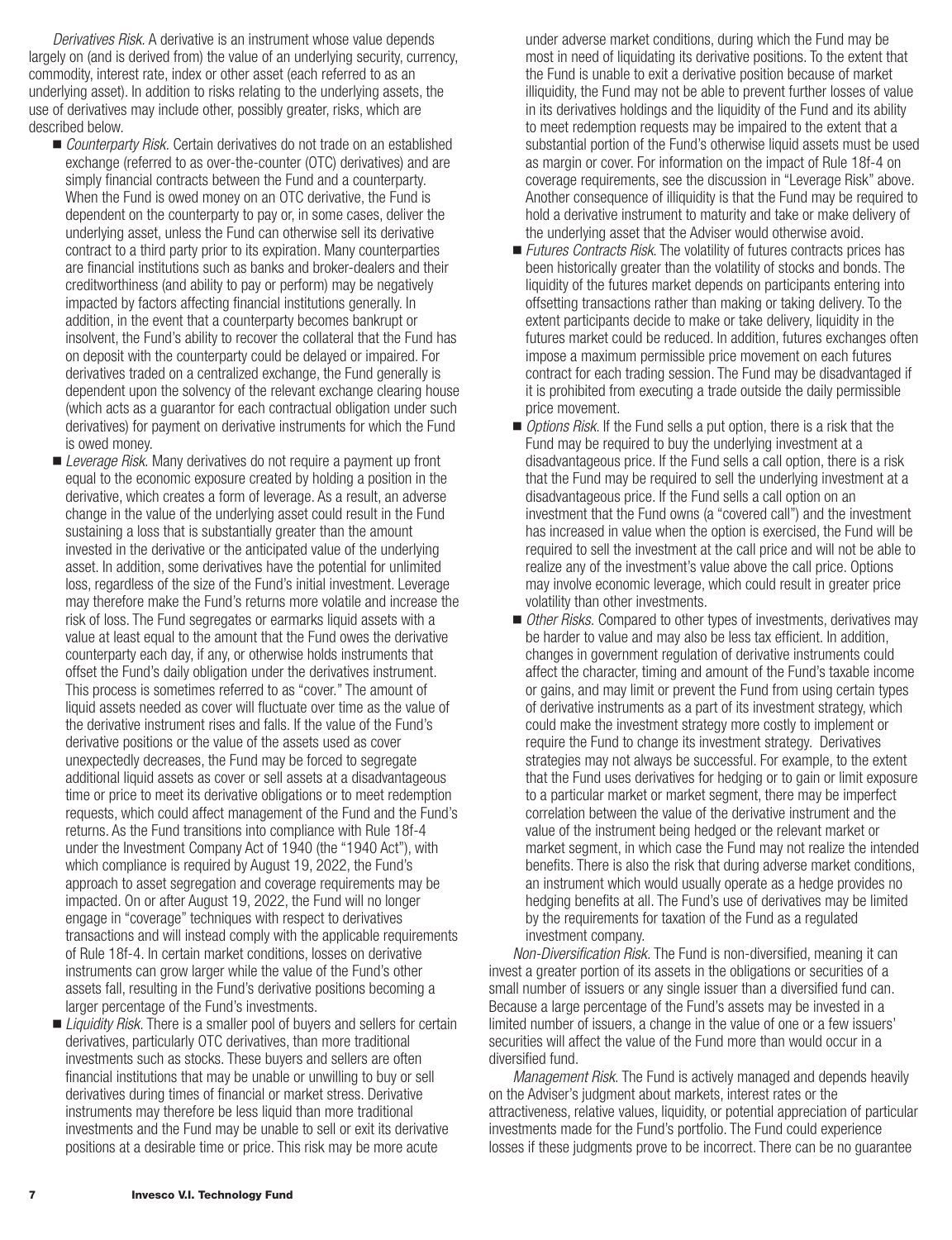*Derivatives Risk.* A derivative is an instrument whose value depends largely on (and is derived from) the value of an underlying security, currency, commodity, interest rate, index or other asset (each referred to as an underlying asset). In addition to risks relating to the underlying assets, the use of derivatives may include other, possibly greater, risks, which are described below.

- *Counterparty Risk.* Certain derivatives do not trade on an established exchange (referred to as over-the-counter (OTC) derivatives) and are simply financial contracts between the Fund and a counterparty. When the Fund is owed money on an OTC derivative, the Fund is dependent on the counterparty to pay or, in some cases, deliver the underlying asset, unless the Fund can otherwise sell its derivative contract to a third party prior to its expiration. Many counterparties are financial institutions such as banks and broker-dealers and their creditworthiness (and ability to pay or perform) may be negatively impacted by factors affecting financial institutions generally. In addition, in the event that a counterparty becomes bankrupt or insolvent, the Fund's ability to recover the collateral that the Fund has on deposit with the counterparty could be delayed or impaired. For derivatives traded on a centralized exchange, the Fund generally is dependent upon the solvency of the relevant exchange clearing house (which acts as a guarantor for each contractual obligation under such derivatives) for payment on derivative instruments for which the Fund is owed money.
- *Leverage Risk.* Many derivatives do not require a payment up front equal to the economic exposure created by holding a position in the derivative, which creates a form of leverage. As a result, an adverse change in the value of the underlying asset could result in the Fund sustaining a loss that is substantially greater than the amount invested in the derivative or the anticipated value of the underlying asset. In addition, some derivatives have the potential for unlimited loss, regardless of the size of the Fund's initial investment. Leverage may therefore make the Fund's returns more volatile and increase the risk of loss. The Fund segregates or earmarks liquid assets with a value at least equal to the amount that the Fund owes the derivative counterparty each day, if any, or otherwise holds instruments that offset the Fund's daily obligation under the derivatives instrument. This process is sometimes referred to as "cover." The amount of liquid assets needed as cover will fluctuate over time as the value of the derivative instrument rises and falls. If the value of the Fund's derivative positions or the value of the assets used as cover unexpectedly decreases, the Fund may be forced to segregate additional liquid assets as cover or sell assets at a disadvantageous time or price to meet its derivative obligations or to meet redemption requests, which could affect management of the Fund and the Fund's returns. As the Fund transitions into compliance with Rule 18f-4 under the Investment Company Act of 1940 (the "1940 Act"), with which compliance is required by August 19, 2022, the Fund's approach to asset segregation and coverage requirements may be impacted. On or after August 19, 2022, the Fund will no longer engage in "coverage" techniques with respect to derivatives transactions and will instead comply with the applicable requirements of Rule 18f-4. In certain market conditions, losses on derivative instruments can grow larger while the value of the Fund's other assets fall, resulting in the Fund's derivative positions becoming a larger percentage of the Fund's investments.
- *Liquidity Risk.* There is a smaller pool of buyers and sellers for certain derivatives, particularly OTC derivatives, than more traditional investments such as stocks. These buyers and sellers are often financial institutions that may be unable or unwilling to buy or sell derivatives during times of financial or market stress. Derivative instruments may therefore be less liquid than more traditional investments and the Fund may be unable to sell or exit its derivative positions at a desirable time or price. This risk may be more acute under adverse market conditions, during which the Fund may be most in need of liquidating its derivative positions. To the extent that the Fund is unable to exit a derivative position because of market illiquidity, the Fund may not be able to prevent further losses of value in its derivatives holdings and the liquidity of the Fund and its ability to meet redemption requests may be impaired to the extent that a substantial portion of the Fund's otherwise liquid assets must be used as margin or cover. For information on the impact of Rule 18f-4 on coverage requirements, see the discussion in "Leverage Risk" above. Another consequence of illiquidity is that the Fund may be required to hold a derivative instrument to maturity and take or make delivery of the underlying asset that the Adviser would otherwise avoid.
- *Futures Contracts Risk.* The volatility of futures contracts prices has been historically greater than the volatility of stocks and bonds. The liquidity of the futures market depends on participants entering into offsetting transactions rather than making or taking delivery. To the extent participants decide to make or take delivery, liquidity in the futures market could be reduced. In addition, futures exchanges often impose a maximum permissible price movement on each futures contract for each trading session. The Fund may be disadvantaged if it is prohibited from executing a trade outside the daily permissible price movement.
- *Options Risk.* If the Fund sells a put option, there is a risk that the Fund may be required to buy the underlying investment at a disadvantageous price. If the Fund sells a call option, there is a risk that the Fund may be required to sell the underlying investment at a disadvantageous price. If the Fund sells a call option on an investment that the Fund owns (a "covered call") and the investment has increased in value when the option is exercised, the Fund will be required to sell the investment at the call price and will not be able to realize any of the investment's value above the call price. Options may involve economic leverage, which could result in greater price volatility than other investments.
- *Other Risks.* Compared to other types of investments, derivatives may be harder to value and may also be less tax efficient. In addition, changes in government regulation of derivative instruments could affect the character, timing and amount of the Fund's taxable income or gains, and may limit or prevent the Fund from using certain types of derivative instruments as a part of its investment strategy, which could make the investment strategy more costly to implement or require the Fund to change its investment strategy. Derivatives strategies may not always be successful. For example, to the extent that the Fund uses derivatives for hedging or to gain or limit exposure to a particular market or market segment, there may be imperfect correlation between the value of the derivative instrument and the value of the instrument being hedged or the relevant market or market segment, in which case the Fund may not realize the intended benefits. There is also the risk that during adverse market conditions, an instrument which would usually operate as a hedge provides no hedging benefits at all. The Fund's use of derivatives may be limited by the requirements for taxation of the Fund as a regulated investment company.

*Non-Diversification Risk.* The Fund is non-diversified, meaning it can invest a greater portion of its assets in the obligations or securities of a small number of issuers or any single issuer than a diversified fund can. Because a large percentage of the Fund's assets may be invested in a limited number of issuers, a change in the value of one or a few issuers' securities will affect the value of the Fund more than would occur in a diversified fund.

*Management Risk.* The Fund is actively managed and depends heavily on the Adviser's judgment about markets, interest rates or the attractiveness, relative values, liquidity, or potential appreciation of particular investments made for the Fund's portfolio. The Fund could experience losses if these judgments prove to be incorrect. There can be no guarantee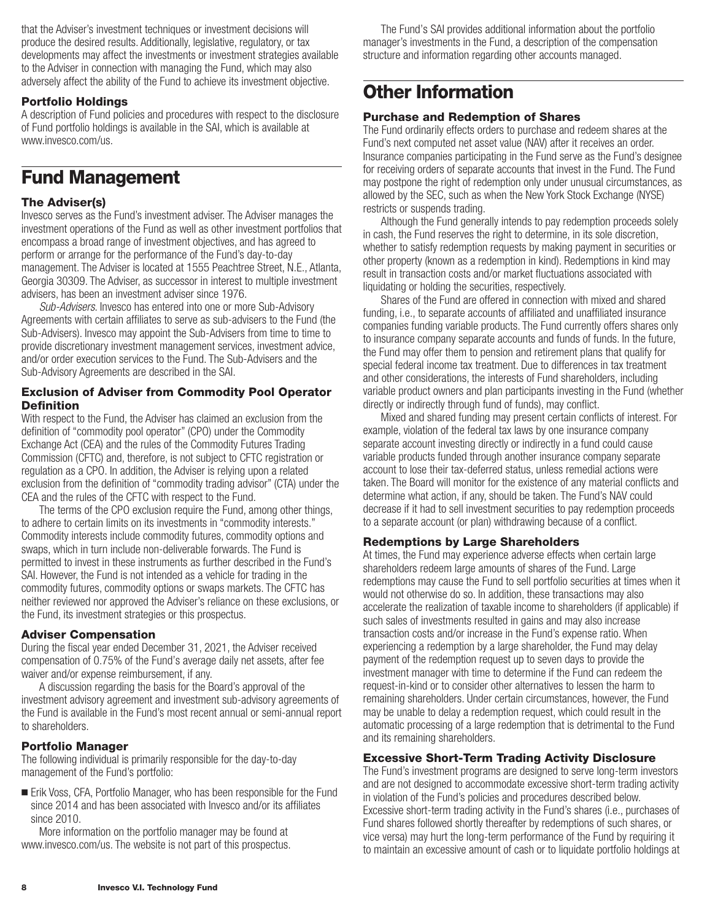that the Adviser's investment techniques or investment decisions will produce the desired results. Additionally, legislative, regulatory, or tax developments may affect the investments or investment strategies available to the Adviser in connection with managing the Fund, which may also adversely affect the ability of the Fund to achieve its investment objective.

### Portfolio Holdings

A description of Fund policies and procedures with respect to the disclosure of Fund portfolio holdings is available in the SAI, which is available at www.invesco.com/us.

## Fund Management

### The Adviser(s)

Invesco serves as the Fund's investment adviser. The Adviser manages the investment operations of the Fund as well as other investment portfolios that encompass a broad range of investment objectives, and has agreed to perform or arrange for the performance of the Fund's day-to-day management. The Adviser is located at 1555 Peachtree Street, N.E., Atlanta, Georgia 30309. The Adviser, as successor in interest to multiple investment advisers, has been an investment adviser since 1976.

*Sub-Advisers*. Invesco has entered into one or more Sub-Advisory Agreements with certain affiliates to serve as sub-advisers to the Fund (the Sub-Advisers). Invesco may appoint the Sub-Advisers from time to time to provide discretionary investment management services, investment advice, and/or order execution services to the Fund. The Sub-Advisers and the Sub-Advisory Agreements are described in the SAI.

### Exclusion of Adviser from Commodity Pool Operator Definition

With respect to the Fund, the Adviser has claimed an exclusion from the definition of "commodity pool operator" (CPO) under the Commodity Exchange Act (CEA) and the rules of the Commodity Futures Trading Commission (CFTC) and, therefore, is not subject to CFTC registration or regulation as a CPO. In addition, the Adviser is relying upon a related exclusion from the definition of "commodity trading advisor" (CTA) under the CEA and the rules of the CFTC with respect to the Fund.

The terms of the CPO exclusion require the Fund, among other things, to adhere to certain limits on its investments in "commodity interests." Commodity interests include commodity futures, commodity options and swaps, which in turn include non-deliverable forwards. The Fund is permitted to invest in these instruments as further described in the Fund's SAI. However, the Fund is not intended as a vehicle for trading in the commodity futures, commodity options or swaps markets. The CFTC has neither reviewed nor approved the Adviser's reliance on these exclusions, or the Fund, its investment strategies or this prospectus.

### Adviser Compensation

During the fiscal year ended December 31, 2021, the Adviser received compensation of 0.75% of the Fund's average daily net assets, after fee waiver and/or expense reimbursement, if any.

A discussion regarding the basis for the Board's approval of the investment advisory agreement and investment sub-advisory agreements of the Fund is available in the Fund's most recent annual or semi-annual report to shareholders.

### Portfolio Manager

The following individual is primarily responsible for the day-to-day management of the Fund's portfolio:

- Erik Voss, CFA, Portfolio Manager, who has been responsible for the Fund since 2014 and has been associated with Invesco and/or its affiliates since 2010.

More information on the portfolio manager may be found at www.invesco.com/us. The website is not part of this prospectus.

The Fund's SAI provides additional information about the portfolio manager's investments in the Fund, a description of the compensation structure and information regarding other accounts managed.

## Other Information

### Purchase and Redemption of Shares

The Fund ordinarily effects orders to purchase and redeem shares at the Fund's next computed net asset value (NAV) after it receives an order. Insurance companies participating in the Fund serve as the Fund's designee for receiving orders of separate accounts that invest in the Fund. The Fund may postpone the right of redemption only under unusual circumstances, as allowed by the SEC, such as when the New York Stock Exchange (NYSE) restricts or suspends trading.

Although the Fund generally intends to pay redemption proceeds solely in cash, the Fund reserves the right to determine, in its sole discretion, whether to satisfy redemption requests by making payment in securities or other property (known as a redemption in kind). Redemptions in kind may result in transaction costs and/or market fluctuations associated with liquidating or holding the securities, respectively.

Shares of the Fund are offered in connection with mixed and shared funding, i.e., to separate accounts of affiliated and unaffiliated insurance companies funding variable products. The Fund currently offers shares only to insurance company separate accounts and funds of funds. In the future, the Fund may offer them to pension and retirement plans that qualify for special federal income tax treatment. Due to differences in tax treatment and other considerations, the interests of Fund shareholders, including variable product owners and plan participants investing in the Fund (whether directly or indirectly through fund of funds), may conflict.

Mixed and shared funding may present certain conflicts of interest. For example, violation of the federal tax laws by one insurance company separate account investing directly or indirectly in a fund could cause variable products funded through another insurance company separate account to lose their tax-deferred status, unless remedial actions were taken. The Board will monitor for the existence of any material conflicts and determine what action, if any, should be taken. The Fund's NAV could decrease if it had to sell investment securities to pay redemption proceeds to a separate account (or plan) withdrawing because of a conflict.

### Redemptions by Large Shareholders

At times, the Fund may experience adverse effects when certain large shareholders redeem large amounts of shares of the Fund. Large redemptions may cause the Fund to sell portfolio securities at times when it would not otherwise do so. In addition, these transactions may also accelerate the realization of taxable income to shareholders (if applicable) if such sales of investments resulted in gains and may also increase transaction costs and/or increase in the Fund's expense ratio. When experiencing a redemption by a large shareholder, the Fund may delay payment of the redemption request up to seven days to provide the investment manager with time to determine if the Fund can redeem the request-in-kind or to consider other alternatives to lessen the harm to remaining shareholders. Under certain circumstances, however, the Fund may be unable to delay a redemption request, which could result in the automatic processing of a large redemption that is detrimental to the Fund and its remaining shareholders.

### Excessive Short-Term Trading Activity Disclosure

The Fund's investment programs are designed to serve long-term investors and are not designed to accommodate excessive short-term trading activity in violation of the Fund's policies and procedures described below. Excessive short-term trading activity in the Fund's shares (i.e., purchases of Fund shares followed shortly thereafter by redemptions of such shares, or vice versa) may hurt the long-term performance of the Fund by requiring it to maintain an excessive amount of cash or to liquidate portfolio holdings at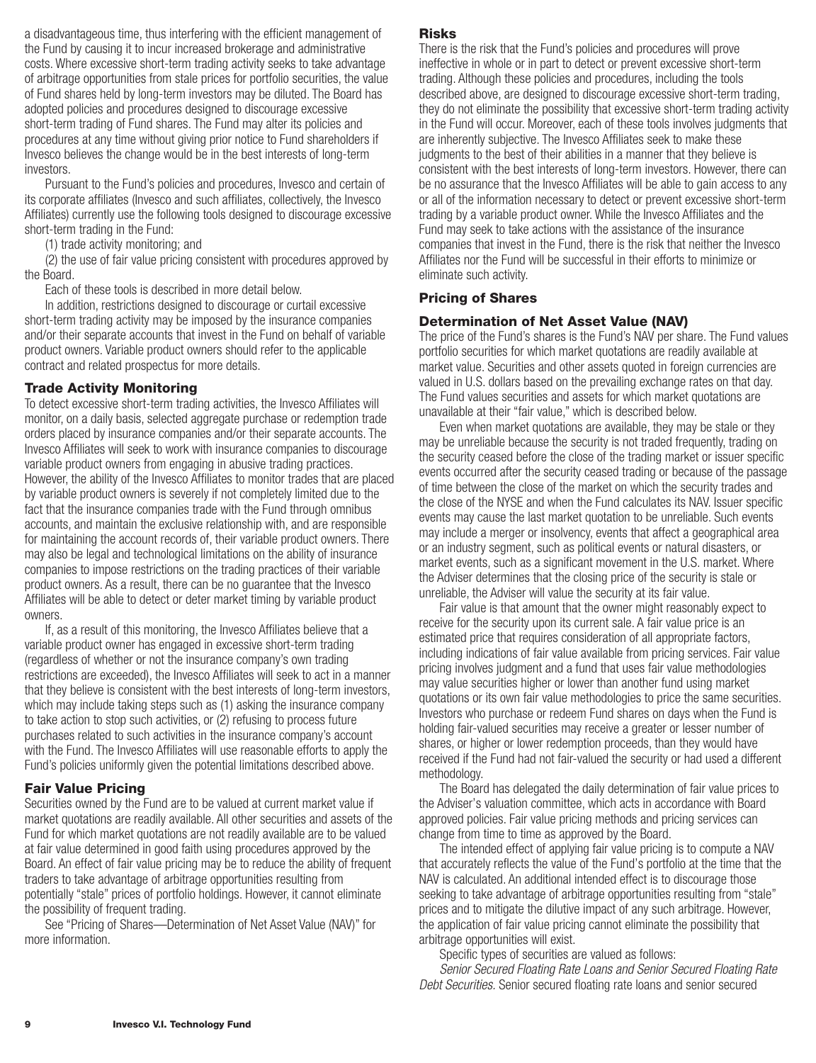a disadvantageous time, thus interfering with the efficient management of the Fund by causing it to incur increased brokerage and administrative costs. Where excessive short-term trading activity seeks to take advantage of arbitrage opportunities from stale prices for portfolio securities, the value of Fund shares held by long-term investors may be diluted. The Board has adopted policies and procedures designed to discourage excessive short-term trading of Fund shares. The Fund may alter its policies and procedures at any time without giving prior notice to Fund shareholders if Invesco believes the change would be in the best interests of long-term investors.

Pursuant to the Fund's policies and procedures, Invesco and certain of its corporate affiliates (Invesco and such affiliates, collectively, the Invesco Affiliates) currently use the following tools designed to discourage excessive short-term trading in the Fund:

(1) trade activity monitoring; and

(2) the use of fair value pricing consistent with procedures approved by the Board.

Each of these tools is described in more detail below.

In addition, restrictions designed to discourage or curtail excessive short-term trading activity may be imposed by the insurance companies and/or their separate accounts that invest in the Fund on behalf of variable product owners. Variable product owners should refer to the applicable contract and related prospectus for more details.

### Trade Activity Monitoring

To detect excessive short-term trading activities, the Invesco Affiliates will monitor, on a daily basis, selected aggregate purchase or redemption trade orders placed by insurance companies and/or their separate accounts. The Invesco Affiliates will seek to work with insurance companies to discourage variable product owners from engaging in abusive trading practices. However, the ability of the Invesco Affiliates to monitor trades that are placed by variable product owners is severely if not completely limited due to the fact that the insurance companies trade with the Fund through omnibus accounts, and maintain the exclusive relationship with, and are responsible for maintaining the account records of, their variable product owners. There may also be legal and technological limitations on the ability of insurance companies to impose restrictions on the trading practices of their variable product owners. As a result, there can be no guarantee that the Invesco Affiliates will be able to detect or deter market timing by variable product owners.

If, as a result of this monitoring, the Invesco Affiliates believe that a variable product owner has engaged in excessive short-term trading (regardless of whether or not the insurance company's own trading restrictions are exceeded), the Invesco Affiliates will seek to act in a manner that they believe is consistent with the best interests of long-term investors, which may include taking steps such as (1) asking the insurance company to take action to stop such activities, or (2) refusing to process future purchases related to such activities in the insurance company's account with the Fund. The Invesco Affiliates will use reasonable efforts to apply the Fund's policies uniformly given the potential limitations described above.

### Fair Value Pricing

Securities owned by the Fund are to be valued at current market value if market quotations are readily available. All other securities and assets of the Fund for which market quotations are not readily available are to be valued at fair value determined in good faith using procedures approved by the Board. An effect of fair value pricing may be to reduce the ability of frequent traders to take advantage of arbitrage opportunities resulting from potentially "stale" prices of portfolio holdings. However, it cannot eliminate the possibility of frequent trading.

See "Pricing of Shares—Determination of Net Asset Value (NAV)" for more information.

### Risks

There is the risk that the Fund's policies and procedures will prove ineffective in whole or in part to detect or prevent excessive short-term trading. Although these policies and procedures, including the tools described above, are designed to discourage excessive short-term trading, they do not eliminate the possibility that excessive short-term trading activity in the Fund will occur. Moreover, each of these tools involves judgments that are inherently subjective. The Invesco Affiliates seek to make these judgments to the best of their abilities in a manner that they believe is consistent with the best interests of long-term investors. However, there can be no assurance that the Invesco Affiliates will be able to gain access to any or all of the information necessary to detect or prevent excessive short-term trading by a variable product owner. While the Invesco Affiliates and the Fund may seek to take actions with the assistance of the insurance companies that invest in the Fund, there is the risk that neither the Invesco Affiliates nor the Fund will be successful in their efforts to minimize or eliminate such activity.

## Pricing of Shares

### Determination of Net Asset Value (NAV)

The price of the Fund's shares is the Fund's NAV per share. The Fund values portfolio securities for which market quotations are readily available at market value. Securities and other assets quoted in foreign currencies are valued in U.S. dollars based on the prevailing exchange rates on that day. The Fund values securities and assets for which market quotations are unavailable at their "fair value," which is described below.

Even when market quotations are available, they may be stale or they may be unreliable because the security is not traded frequently, trading on the security ceased before the close of the trading market or issuer specific events occurred after the security ceased trading or because of the passage of time between the close of the market on which the security trades and the close of the NYSE and when the Fund calculates its NAV. Issuer specific events may cause the last market quotation to be unreliable. Such events may include a merger or insolvency, events that affect a geographical area or an industry segment, such as political events or natural disasters, or market events, such as a significant movement in the U.S. market. Where the Adviser determines that the closing price of the security is stale or unreliable, the Adviser will value the security at its fair value.

Fair value is that amount that the owner might reasonably expect to receive for the security upon its current sale. A fair value price is an estimated price that requires consideration of all appropriate factors, including indications of fair value available from pricing services. Fair value pricing involves judgment and a fund that uses fair value methodologies may value securities higher or lower than another fund using market quotations or its own fair value methodologies to price the same securities. Investors who purchase or redeem Fund shares on days when the Fund is holding fair-valued securities may receive a greater or lesser number of shares, or higher or lower redemption proceeds, than they would have received if the Fund had not fair-valued the security or had used a different methodology.

The Board has delegated the daily determination of fair value prices to the Adviser's valuation committee, which acts in accordance with Board approved policies. Fair value pricing methods and pricing services can change from time to time as approved by the Board.

The intended effect of applying fair value pricing is to compute a NAV that accurately reflects the value of the Fund's portfolio at the time that the NAV is calculated. An additional intended effect is to discourage those seeking to take advantage of arbitrage opportunities resulting from "stale" prices and to mitigate the dilutive impact of any such arbitrage. However, the application of fair value pricing cannot eliminate the possibility that arbitrage opportunities will exist.

Specific types of securities are valued as follows:

*Senior Secured Floating Rate Loans and Senior Secured Floating Rate Debt Securities.* Senior secured floating rate loans and senior secured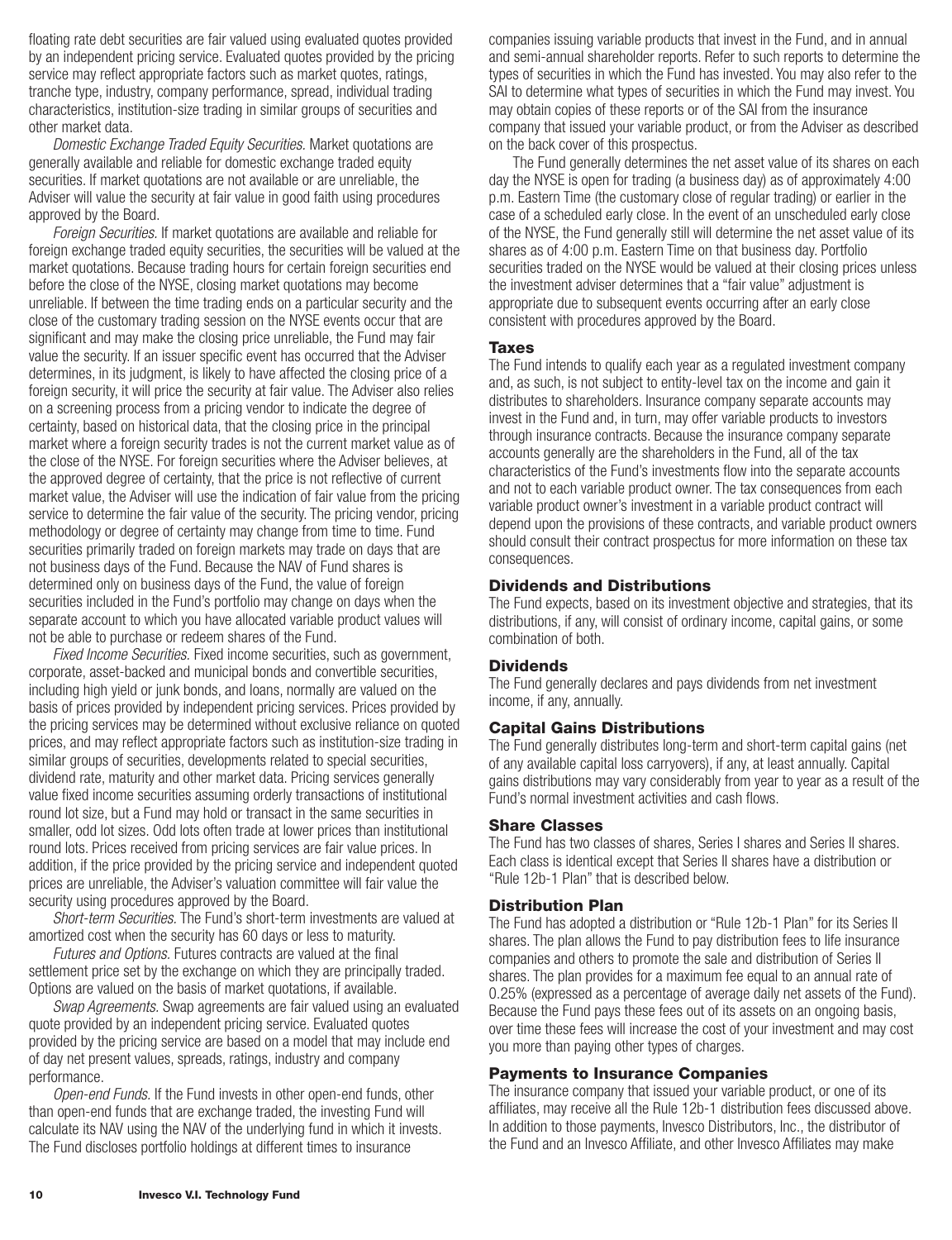floating rate debt securities are fair valued using evaluated quotes provided by an independent pricing service. Evaluated quotes provided by the pricing service may reflect appropriate factors such as market quotes, ratings, tranche type, industry, company performance, spread, individual trading characteristics, institution-size trading in similar groups of securities and other market data.

*Domestic Exchange Traded Equity Securities.* Market quotations are generally available and reliable for domestic exchange traded equity securities. If market quotations are not available or are unreliable, the Adviser will value the security at fair value in good faith using procedures approved by the Board.

*Foreign Securities.* If market quotations are available and reliable for foreign exchange traded equity securities, the securities will be valued at the market quotations. Because trading hours for certain foreign securities end before the close of the NYSE, closing market quotations may become unreliable. If between the time trading ends on a particular security and the close of the customary trading session on the NYSE events occur that are significant and may make the closing price unreliable, the Fund may fair value the security. If an issuer specific event has occurred that the Adviser determines, in its judgment, is likely to have affected the closing price of a foreign security, it will price the security at fair value. The Adviser also relies on a screening process from a pricing vendor to indicate the degree of certainty, based on historical data, that the closing price in the principal market where a foreign security trades is not the current market value as of the close of the NYSE. For foreign securities where the Adviser believes, at the approved degree of certainty, that the price is not reflective of current market value, the Adviser will use the indication of fair value from the pricing service to determine the fair value of the security. The pricing vendor, pricing methodology or degree of certainty may change from time to time. Fund securities primarily traded on foreign markets may trade on days that are not business days of the Fund. Because the NAV of Fund shares is determined only on business days of the Fund, the value of foreign securities included in the Fund's portfolio may change on days when the separate account to which you have allocated variable product values will not be able to purchase or redeem shares of the Fund.

*Fixed Income Securities.* Fixed income securities, such as government, corporate, asset-backed and municipal bonds and convertible securities, including high yield or junk bonds, and loans, normally are valued on the basis of prices provided by independent pricing services. Prices provided by the pricing services may be determined without exclusive reliance on quoted prices, and may reflect appropriate factors such as institution-size trading in similar groups of securities, developments related to special securities, dividend rate, maturity and other market data. Pricing services generally value fixed income securities assuming orderly transactions of institutional round lot size, but a Fund may hold or transact in the same securities in smaller, odd lot sizes. Odd lots often trade at lower prices than institutional round lots. Prices received from pricing services are fair value prices. In addition, if the price provided by the pricing service and independent quoted prices are unreliable, the Adviser's valuation committee will fair value the security using procedures approved by the Board.

*Short-term Securities.* The Fund's short-term investments are valued at amortized cost when the security has 60 days or less to maturity.

*Futures and Options.* Futures contracts are valued at the final settlement price set by the exchange on which they are principally traded. Options are valued on the basis of market quotations, if available.

*Swap Agreements.* Swap agreements are fair valued using an evaluated quote provided by an independent pricing service. Evaluated quotes provided by the pricing service are based on a model that may include end of day net present values, spreads, ratings, industry and company performance.

*Open-end Funds.* If the Fund invests in other open-end funds, other than open-end funds that are exchange traded, the investing Fund will calculate its NAV using the NAV of the underlying fund in which it invests.

The Fund discloses portfolio holdings at different times to insurance companies issuing variable products that invest in the Fund, and in annual and semi-annual shareholder reports. Refer to such reports to determine the types of securities in which the Fund has invested. You may also refer to the SAI to determine what types of securities in which the Fund may invest. You may obtain copies of these reports or of the SAI from the insurance company that issued your variable product, or from the Adviser as described on the back cover of this prospectus.

The Fund generally determines the net asset value of its shares on each day the NYSE is open for trading (a business day) as of approximately 4:00 p.m. Eastern Time (the customary close of regular trading) or earlier in the case of a scheduled early close. In the event of an unscheduled early close of the NYSE, the Fund generally still will determine the net asset value of its shares as of 4:00 p.m. Eastern Time on that business day. Portfolio securities traded on the NYSE would be valued at their closing prices unless the investment adviser determines that a "fair value" adjustment is appropriate due to subsequent events occurring after an early close consistent with procedures approved by the Board.

## Taxes

The Fund intends to qualify each year as a regulated investment company and, as such, is not subject to entity-level tax on the income and gain it distributes to shareholders. Insurance company separate accounts may invest in the Fund and, in turn, may offer variable products to investors through insurance contracts. Because the insurance company separate accounts generally are the shareholders in the Fund, all of the tax characteristics of the Fund's investments flow into the separate accounts and not to each variable product owner. The tax consequences from each variable product owner's investment in a variable product contract will depend upon the provisions of these contracts, and variable product owners should consult their contract prospectus for more information on these tax consequences.

## Dividends and Distributions

The Fund expects, based on its investment objective and strategies, that its distributions, if any, will consist of ordinary income, capital gains, or some combination of both.

## Dividends

The Fund generally declares and pays dividends from net investment income, if any, annually.

## Capital Gains Distributions

The Fund generally distributes long-term and short-term capital gains (net of any available capital loss carryovers), if any, at least annually. Capital gains distributions may vary considerably from year to year as a result of the Fund's normal investment activities and cash flows.

## Share Classes

The Fund has two classes of shares, Series I shares and Series II shares. Each class is identical except that Series II shares have a distribution or "Rule 12b-1 Plan" that is described below.

## Distribution Plan

The Fund has adopted a distribution or "Rule 12b-1 Plan" for its Series II shares. The plan allows the Fund to pay distribution fees to life insurance companies and others to promote the sale and distribution of Series II shares. The plan provides for a maximum fee equal to an annual rate of 0.25% (expressed as a percentage of average daily net assets of the Fund). Because the Fund pays these fees out of its assets on an ongoing basis, over time these fees will increase the cost of your investment and may cost you more than paying other types of charges.

## Payments to Insurance Companies

The insurance company that issued your variable product, or one of its affiliates, may receive all the Rule 12b-1 distribution fees discussed above. In addition to those payments, Invesco Distributors, Inc., the distributor of the Fund and an Invesco Affiliate, and other Invesco Affiliates may make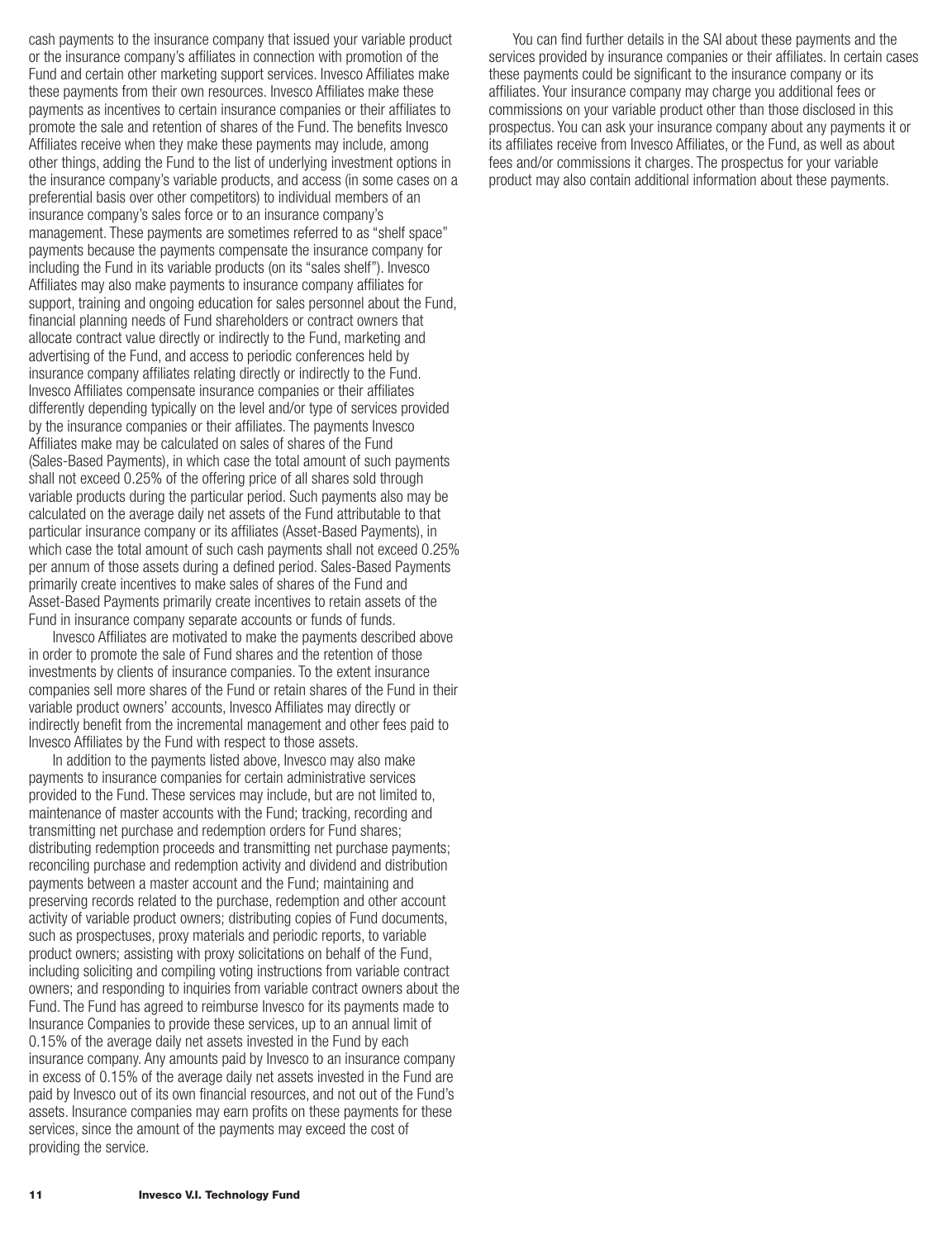cash payments to the insurance company that issued your variable product or the insurance company's affiliates in connection with promotion of the Fund and certain other marketing support services. Invesco Affiliates make these payments from their own resources. Invesco Affiliates make these payments as incentives to certain insurance companies or their affiliates to promote the sale and retention of shares of the Fund. The benefits Invesco Affiliates receive when they make these payments may include, among other things, adding the Fund to the list of underlying investment options in the insurance company's variable products, and access (in some cases on a preferential basis over other competitors) to individual members of an insurance company's sales force or to an insurance company's management. These payments are sometimes referred to as "shelf space" payments because the payments compensate the insurance company for including the Fund in its variable products (on its "sales shelf"). Invesco Affiliates may also make payments to insurance company affiliates for support, training and ongoing education for sales personnel about the Fund, financial planning needs of Fund shareholders or contract owners that allocate contract value directly or indirectly to the Fund, marketing and advertising of the Fund, and access to periodic conferences held by insurance company affiliates relating directly or indirectly to the Fund. Invesco Affiliates compensate insurance companies or their affiliates differently depending typically on the level and/or type of services provided by the insurance companies or their affiliates. The payments Invesco Affiliates make may be calculated on sales of shares of the Fund (Sales-Based Payments), in which case the total amount of such payments shall not exceed 0.25% of the offering price of all shares sold through variable products during the particular period. Such payments also may be calculated on the average daily net assets of the Fund attributable to that particular insurance company or its affiliates (Asset-Based Payments), in which case the total amount of such cash payments shall not exceed 0.25% per annum of those assets during a defined period. Sales-Based Payments primarily create incentives to make sales of shares of the Fund and Asset-Based Payments primarily create incentives to retain assets of the Fund in insurance company separate accounts or funds of funds.

Invesco Affiliates are motivated to make the payments described above in order to promote the sale of Fund shares and the retention of those investments by clients of insurance companies. To the extent insurance companies sell more shares of the Fund or retain shares of the Fund in their variable product owners' accounts, Invesco Affiliates may directly or indirectly benefit from the incremental management and other fees paid to Invesco Affiliates by the Fund with respect to those assets.

In addition to the payments listed above, Invesco may also make payments to insurance companies for certain administrative services provided to the Fund. These services may include, but are not limited to, maintenance of master accounts with the Fund; tracking, recording and transmitting net purchase and redemption orders for Fund shares; distributing redemption proceeds and transmitting net purchase payments; reconciling purchase and redemption activity and dividend and distribution payments between a master account and the Fund; maintaining and preserving records related to the purchase, redemption and other account activity of variable product owners; distributing copies of Fund documents, such as prospectuses, proxy materials and periodic reports, to variable product owners; assisting with proxy solicitations on behalf of the Fund, including soliciting and compiling voting instructions from variable contract owners; and responding to inquiries from variable contract owners about the Fund. The Fund has agreed to reimburse Invesco for its payments made to Insurance Companies to provide these services, up to an annual limit of 0.15% of the average daily net assets invested in the Fund by each insurance company. Any amounts paid by Invesco to an insurance company in excess of 0.15% of the average daily net assets invested in the Fund are paid by Invesco out of its own financial resources, and not out of the Fund's assets. Insurance companies may earn profits on these payments for these services, since the amount of the payments may exceed the cost of providing the service.

You can find further details in the SAI about these payments and the services provided by insurance companies or their affiliates. In certain cases these payments could be significant to the insurance company or its affiliates. Your insurance company may charge you additional fees or commissions on your variable product other than those disclosed in this prospectus. You can ask your insurance company about any payments it or its affiliates receive from Invesco Affiliates, or the Fund, as well as about fees and/or commissions it charges. The prospectus for your variable product may also contain additional information about these payments.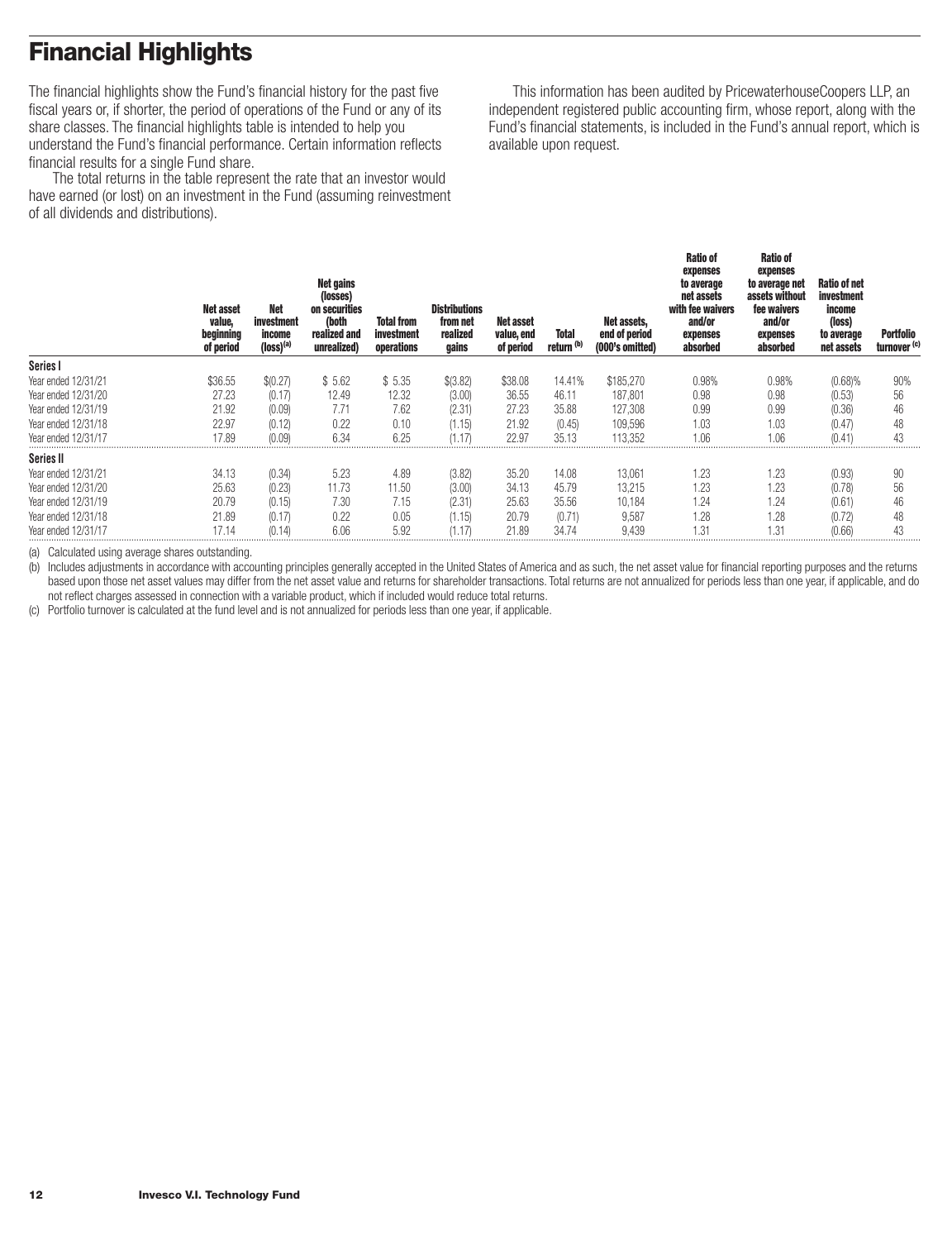# Financial Highlights

The financial highlights show the Fund's financial history for the past five fiscal years or, if shorter, the period of operations of the Fund or any of its share classes. The financial highlights table is intended to help you understand the Fund's financial performance. Certain information reflects financial results for a single Fund share.

The total returns in the table represent the rate that an investor would have earned (or lost) on an investment in the Fund (assuming reinvestment of all dividends and distributions).

This information has been audited by PricewaterhouseCoopers LLP, an independent registered public accounting firm, whose report, along with the Fund's financial statements, is included in the Fund's annual report, which is available upon request.

| | Net asset value, beginning of period | Net investment income (loss)[(a)] | Net gains (losses) on securities (both realized and unrealized) | Total from investment operations | Distributions from net realized gains | Net asset value, end of period | Total return [(b)] | Net assets, end of period (000's omitted) | Ratio of expenses to average net assets with fee waivers and/or expenses absorbed | Ratio of expenses to average net assets without fee waivers and/or expenses absorbed | Ratio of net investment income (loss) to average net assets | Portfolio turnover [(c)] |
|---|---|---|---|---|---|---|---|---|---|---|---|---|
| **Series I** | | | | | | | | | | | | |
| Year ended 12/31/21 | $36.55 | $(0.27) | $ 5.62 | $ 5.35 | $(3.82) | $38.08 | 14.41% | $185,270 | 0.98% | 0.98% | (0.68)% | 90% |
| Year ended 12/31/20 | 27.23 | (0.17) | 12.49 | 12.32 | (3.00) | 36.55 | 46.11 | 187,801 | 0.98 | 0.98 | (0.53) | 56 |
| Year ended 12/31/19 | 21.92 | (0.09) | 7.71 | 7.62 | (2.31) | 27.23 | 35.88 | 127,308 | 0.99 | 0.99 | (0.36) | 46 |
| Year ended 12/31/18 | 22.97 | (0.12) | 0.22 | 0.10 | (1.15) | 21.92 | (0.45) | 109,596 | 1.03 | 1.03 | (0.47) | 48 |
| Year ended 12/31/17 | 17.89 | (0.09) | 6.34 | 6.25 | (1.17) | 22.97 | 35.13 | 113,352 | 1.06 | 1.06 | (0.41) | 43 |
| **Series II** | | | | | | | | | | | | |
| Year ended 12/31/21 | 34.13 | (0.34) | 5.23 | 4.89 | (3.82) | 35.20 | 14.08 | 13,061 | 1.23 | 1.23 | (0.93) | 90 |
| Year ended 12/31/20 | 25.63 | (0.23) | 11.73 | 11.50 | (3.00) | 34.13 | 45.79 | 13,215 | 1.23 | 1.23 | (0.78) | 56 |
| Year ended 12/31/19 | 20.79 | (0.15) | 7.30 | 7.15 | (2.31) | 25.63 | 35.56 | 10,184 | 1.24 | 1.24 | (0.61) | 46 |
| Year ended 12/31/18 | 21.89 | (0.17) | 0.22 | 0.05 | (1.15) | 20.79 | (0.71) | 9,587 | 1.28 | 1.28 | (0.72) | 48 |
| Year ended 12/31/17 | 17.14 | (0.14) | 6.06 | 5.92 | (1.17) | 21.89 | 34.74 | 9,439 | 1.31 | 1.31 | (0.66) | 43 |

(a) Calculated using average shares outstanding.

(b) Includes adjustments in accordance with accounting principles generally accepted in the United States of America and as such, the net asset value for financial reporting purposes and the returns based upon those net asset values may differ from the net asset value and returns for shareholder transactions. Total returns are not annualized for periods less than one year, if applicable, and do not reflect charges assessed in connection with a variable product, which if included would reduce total returns.

(c) Portfolio turnover is calculated at the fund level and is not annualized for periods less than one year, if applicable.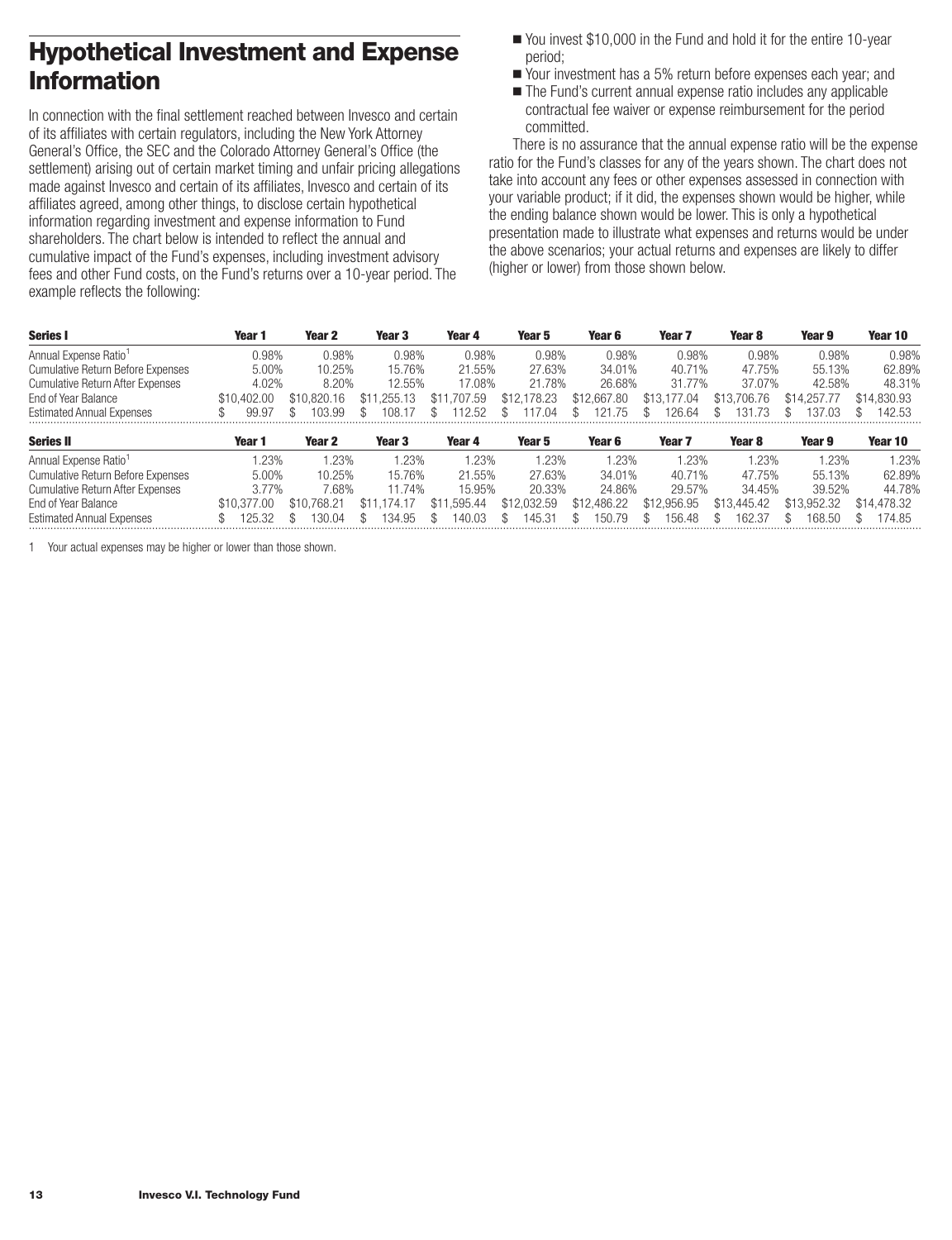## Hypothetical Investment and Expense Information

In connection with the final settlement reached between Invesco and certain of its affiliates with certain regulators, including the New York Attorney General's Office, the SEC and the Colorado Attorney General's Office (the settlement) arising out of certain market timing and unfair pricing allegations made against Invesco and certain of its affiliates, Invesco and certain of its affiliates agreed, among other things, to disclose certain hypothetical information regarding investment and expense information to Fund shareholders. The chart below is intended to reflect the annual and cumulative impact of the Fund's expenses, including investment advisory fees and other Fund costs, on the Fund's returns over a 10-year period. The example reflects the following:

- You invest $10,000 in the Fund and hold it for the entire 10-year period;
- Your investment has a 5% return before expenses each year; and
- The Fund's current annual expense ratio includes any applicable contractual fee waiver or expense reimbursement for the period committed.

There is no assurance that the annual expense ratio will be the expense ratio for the Fund's classes for any of the years shown. The chart does not take into account any fees or other expenses assessed in connection with your variable product; if it did, the expenses shown would be higher, while the ending balance shown would be lower. This is only a hypothetical presentation made to illustrate what expenses and returns would be under the above scenarios; your actual returns and expenses are likely to differ (higher or lower) from those shown below.

| Series I | Year 1 | Year 2 | Year 3 | Year 4 | Year 5 | Year 6 | Year 7 | Year 8 | Year 9 | Year 10 |
|---|---|---|---|---|---|---|---|---|---|---|
| Annual Expense Ratio[1] | 0.98% | 0.98% | 0.98% | 0.98% | 0.98% | 0.98% | 0.98% | 0.98% | 0.98% | 0.98% |
| Cumulative Return Before Expenses | 5.00% | 10.25% | 15.76% | 21.55% | 27.63% | 34.01% | 40.71% | 47.75% | 55.13% | 62.89% |
| Cumulative Return After Expenses | 4.02% | 8.20% | 12.55% | 17.08% | 21.78% | 26.68% | 31.77% | 37.07% | 42.58% | 48.31% |
| End of Year Balance | $10,402.00 | $10,820.16 | $11,255.13 | $11,707.59 | $12,178.23 | $12,667.80 | $13,177.04 | $13,706.76 | $14,257.77 | $14,830.93 |
| Estimated Annual Expenses | $ 99.97 | $ 103.99 | $ 108.17 | $ 112.52 | $ 117.04 | $ 121.75 | $ 126.64 | $ 131.73 | $ 137.03 | $ 142.53 |

| Series II | Year 1 | Year 2 | Year 3 | Year 4 | Year 5 | Year 6 | Year 7 | Year 8 | Year 9 | Year 10 |
|---|---|---|---|---|---|---|---|---|---|---|
| Annual Expense Ratio[1] | 1.23% | 1.23% | 1.23% | 1.23% | 1.23% | 1.23% | 1.23% | 1.23% | 1.23% | 1.23% |
| Cumulative Return Before Expenses | 5.00% | 10.25% | 15.76% | 21.55% | 27.63% | 34.01% | 40.71% | 47.75% | 55.13% | 62.89% |
| Cumulative Return After Expenses | 3.77% | 7.68% | 11.74% | 15.95% | 20.33% | 24.86% | 29.57% | 34.45% | 39.52% | 44.78% |
| End of Year Balance | $10,377.00 | $10,768.21 | $11,174.17 | $11,595.44 | $12,032.59 | $12,486.22 | $12,956.95 | $13,445.42 | $13,952.32 | $14,478.32 |
| Estimated Annual Expenses | $ 125.32 | $ 130.04 | $ 134.95 | $ 140.03 | $ 145.31 | $ 150.79 | $ 156.48 | $ 162.37 | $ 168.50 | $ 174.85 |

1 Your actual expenses may be higher or lower than those shown.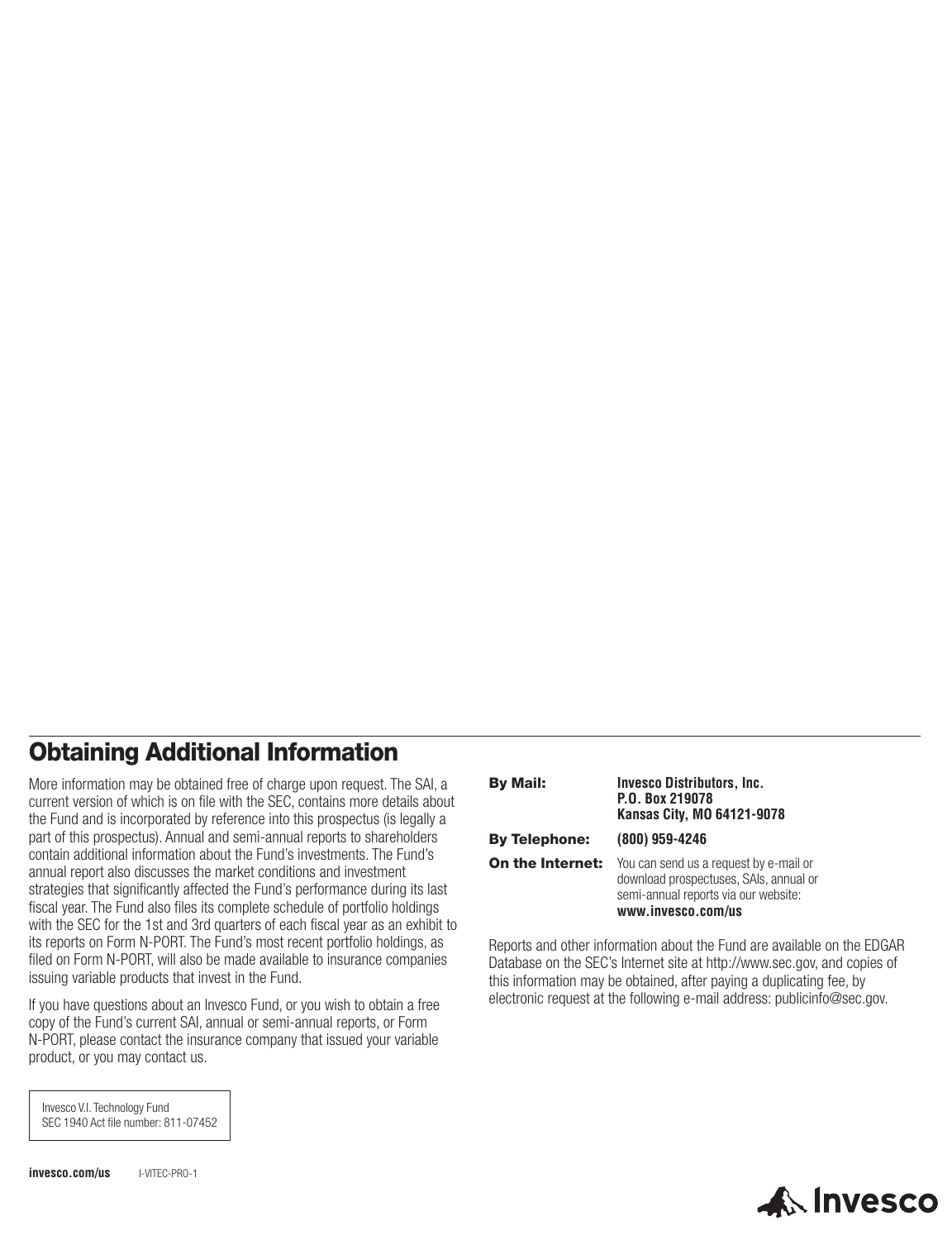## Obtaining Additional Information

More information may be obtained free of charge upon request. The SAI, a current version of which is on file with the SEC, contains more details about the Fund and is incorporated by reference into this prospectus (is legally a part of this prospectus). Annual and semi-annual reports to shareholders contain additional information about the Fund's investments. The Fund's annual report also discusses the market conditions and investment strategies that significantly affected the Fund's performance during its last fiscal year. The Fund also files its complete schedule of portfolio holdings with the SEC for the 1st and 3rd quarters of each fiscal year as an exhibit to its reports on Form N-PORT. The Fund's most recent portfolio holdings, as filed on Form N-PORT, will also be made available to insurance companies issuing variable products that invest in the Fund.

If you have questions about an Invesco Fund, or you wish to obtain a free copy of the Fund's current SAI, annual or semi-annual reports, or Form N-PORT, please contact the insurance company that issued your variable product, or you may contact us.

| | |
|---|---|
| **By Mail:** | **Invesco Distributors, Inc.**<br>**P.O. Box 219078**<br>**Kansas City, MO 64121-9078** |
| **By Telephone:** | **(800) 959-4246** |
| **On the Internet:** | You can send us a request by e-mail or download prospectuses, SAIs, annual or semi-annual reports via our website:<br>**www.invesco.com/us** |

Reports and other information about the Fund are available on the EDGAR Database on the SEC's Internet site at http://www.sec.gov, and copies of this information may be obtained, after paying a duplicating fee, by electronic request at the following e-mail address: publicinfo@sec.gov.

Invesco V.I. Technology Fund
SEC 1940 Act file number: 811-07452

**invesco.com/us** I-VITEC-PRO-1

Invesco